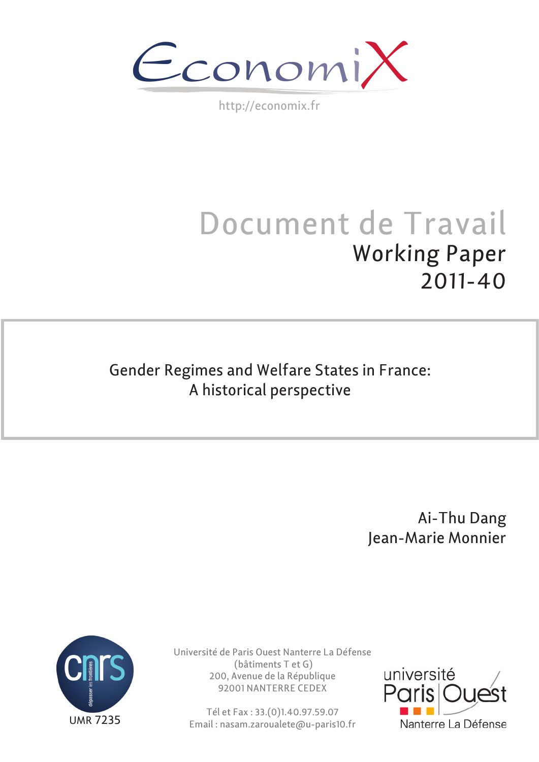EconomiX

http://economix.fr

# Document de Travail

## Working Paper
## 2011-40

**Gender Regimes and Welfare States in France: A historical perspective**

Ai-Thu Dang

Jean-Marie Monnier

UMR 7235

Université de Paris Ouest Nanterre La Défense
(bâtiments T et G)
200, Avenue de la République
92001 NANTERRE CEDEX

Tél et Fax : 33.(0)1.40.97.59.07
Email : nasam.zaroualete@u-paris10.fr

université Paris Ouest Nanterre La Défense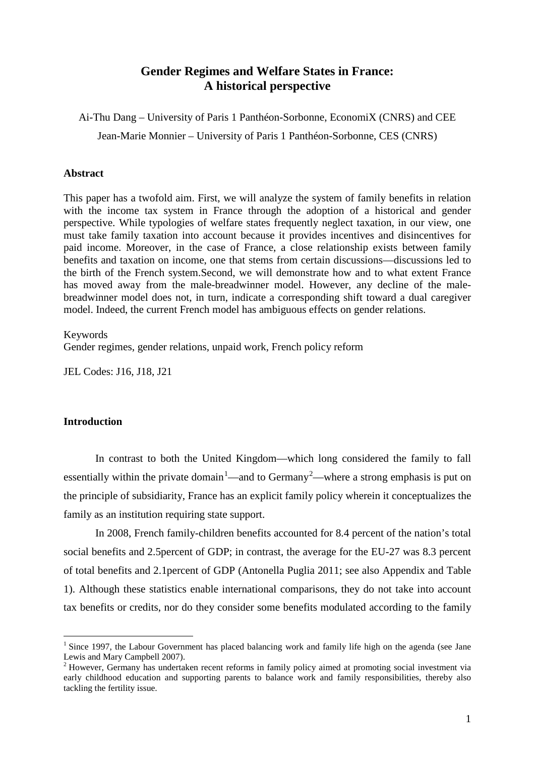# Gender Regimes and Welfare States in France: A historical perspective

Ai-Thu Dang – University of Paris 1 Panthéon-Sorbonne, EconomiX (CNRS) and CEE

Jean-Marie Monnier – University of Paris 1 Panthéon-Sorbonne, CES (CNRS)

### Abstract

This paper has a twofold aim. First, we will analyze the system of family benefits in relation with the income tax system in France through the adoption of a historical and gender perspective. While typologies of welfare states frequently neglect taxation, in our view, one must take family taxation into account because it provides incentives and disincentives for paid income. Moreover, in the case of France, a close relationship exists between family benefits and taxation on income, one that stems from certain discussions—discussions led to the birth of the French system.Second, we will demonstrate how and to what extent France has moved away from the male-breadwinner model. However, any decline of the male-breadwinner model does not, in turn, indicate a corresponding shift toward a dual caregiver model. Indeed, the current French model has ambiguous effects on gender relations.

Keywords
Gender regimes, gender relations, unpaid work, French policy reform

JEL Codes: J16, J18, J21

### Introduction

In contrast to both the United Kingdom—which long considered the family to fall essentially within the private domain[1]—and to Germany[2]—where a strong emphasis is put on the principle of subsidiarity, France has an explicit family policy wherein it conceptualizes the family as an institution requiring state support.

In 2008, French family-children benefits accounted for 8.4 percent of the nation's total social benefits and 2.5percent of GDP; in contrast, the average for the EU-27 was 8.3 percent of total benefits and 2.1percent of GDP (Antonella Puglia 2011; see also Appendix and Table 1). Although these statistics enable international comparisons, they do not take into account tax benefits or credits, nor do they consider some benefits modulated according to the family

---

[1] Since 1997, the Labour Government has placed balancing work and family life high on the agenda (see Jane Lewis and Mary Campbell 2007).

[2] However, Germany has undertaken recent reforms in family policy aimed at promoting social investment via early childhood education and supporting parents to balance work and family responsibilities, thereby also tackling the fertility issue.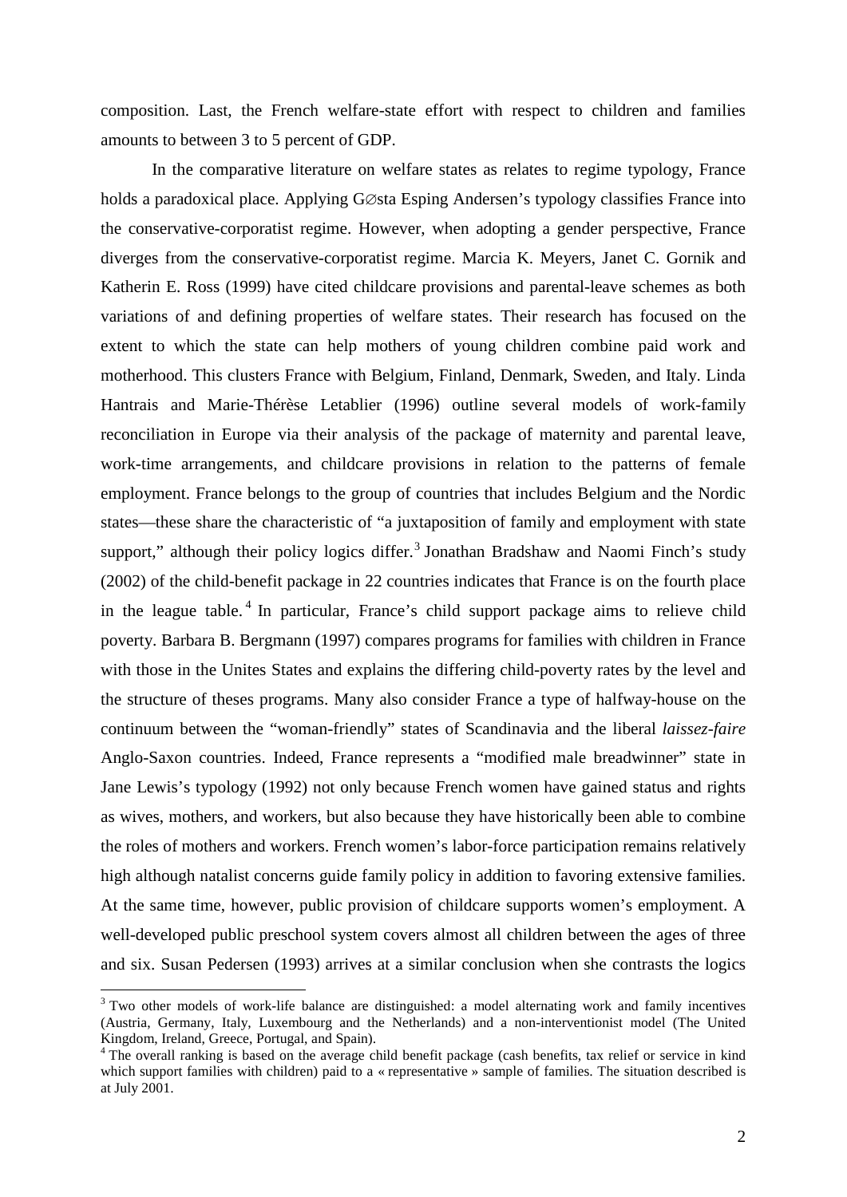composition. Last, the French welfare-state effort with respect to children and families amounts to between 3 to 5 percent of GDP.

In the comparative literature on welfare states as relates to regime typology, France holds a paradoxical place. Applying G∅sta Esping Andersen's typology classifies France into the conservative-corporatist regime. However, when adopting a gender perspective, France diverges from the conservative-corporatist regime. Marcia K. Meyers, Janet C. Gornik and Katherin E. Ross (1999) have cited childcare provisions and parental-leave schemes as both variations of and defining properties of welfare states. Their research has focused on the extent to which the state can help mothers of young children combine paid work and motherhood. This clusters France with Belgium, Finland, Denmark, Sweden, and Italy. Linda Hantrais and Marie-Thérèse Letablier (1996) outline several models of work-family reconciliation in Europe via their analysis of the package of maternity and parental leave, work-time arrangements, and childcare provisions in relation to the patterns of female employment. France belongs to the group of countries that includes Belgium and the Nordic states—these share the characteristic of "a juxtaposition of family and employment with state support," although their policy logics differ.[3] Jonathan Bradshaw and Naomi Finch's study (2002) of the child-benefit package in 22 countries indicates that France is on the fourth place in the league table.[4] In particular, France's child support package aims to relieve child poverty. Barbara B. Bergmann (1997) compares programs for families with children in France with those in the Unites States and explains the differing child-poverty rates by the level and the structure of theses programs. Many also consider France a type of halfway-house on the continuum between the "woman-friendly" states of Scandinavia and the liberal *laissez-faire* Anglo-Saxon countries. Indeed, France represents a "modified male breadwinner" state in Jane Lewis's typology (1992) not only because French women have gained status and rights as wives, mothers, and workers, but also because they have historically been able to combine the roles of mothers and workers. French women's labor-force participation remains relatively high although natalist concerns guide family policy in addition to favoring extensive families. At the same time, however, public provision of childcare supports women's employment. A well-developed public preschool system covers almost all children between the ages of three and six. Susan Pedersen (1993) arrives at a similar conclusion when she contrasts the logics

[3] Two other models of work-life balance are distinguished: a model alternating work and family incentives (Austria, Germany, Italy, Luxembourg and the Netherlands) and a non-interventionist model (The United Kingdom, Ireland, Greece, Portugal, and Spain).

[4] The overall ranking is based on the average child benefit package (cash benefits, tax relief or service in kind which support families with children) paid to a « representative » sample of families. The situation described is at July 2001.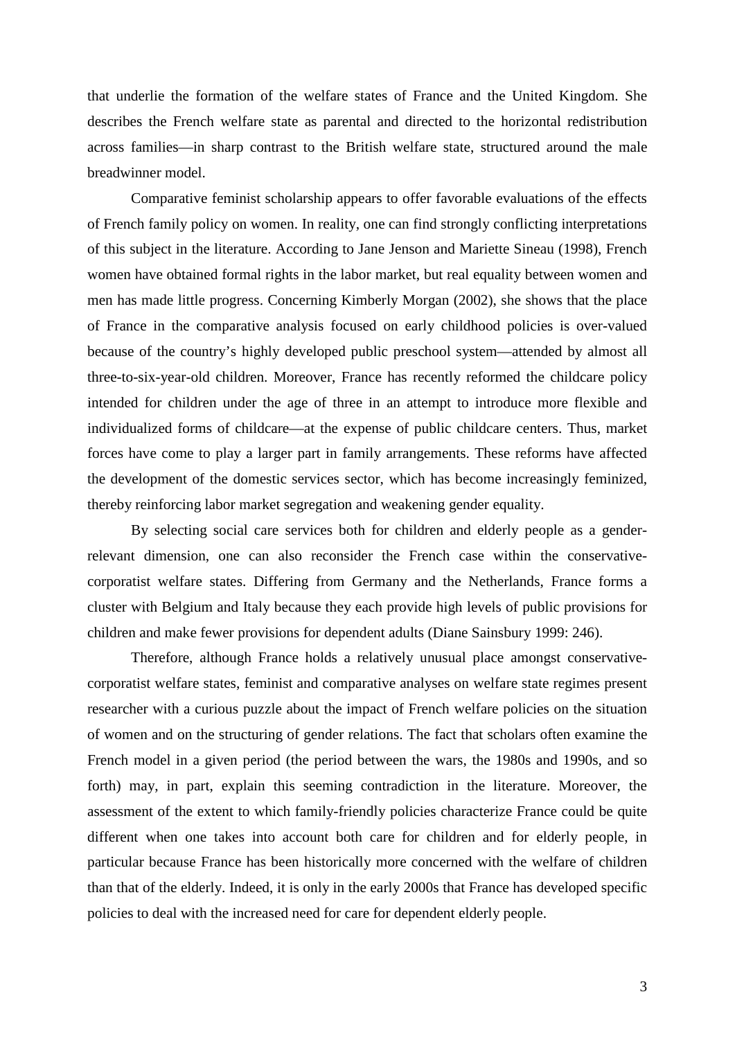that underlie the formation of the welfare states of France and the United Kingdom. She describes the French welfare state as parental and directed to the horizontal redistribution across families—in sharp contrast to the British welfare state, structured around the male breadwinner model.

Comparative feminist scholarship appears to offer favorable evaluations of the effects of French family policy on women. In reality, one can find strongly conflicting interpretations of this subject in the literature. According to Jane Jenson and Mariette Sineau (1998), French women have obtained formal rights in the labor market, but real equality between women and men has made little progress. Concerning Kimberly Morgan (2002), she shows that the place of France in the comparative analysis focused on early childhood policies is over-valued because of the country's highly developed public preschool system—attended by almost all three-to-six-year-old children. Moreover, France has recently reformed the childcare policy intended for children under the age of three in an attempt to introduce more flexible and individualized forms of childcare—at the expense of public childcare centers. Thus, market forces have come to play a larger part in family arrangements. These reforms have affected the development of the domestic services sector, which has become increasingly feminized, thereby reinforcing labor market segregation and weakening gender equality.

By selecting social care services both for children and elderly people as a gender-relevant dimension, one can also reconsider the French case within the conservative-corporatist welfare states. Differing from Germany and the Netherlands, France forms a cluster with Belgium and Italy because they each provide high levels of public provisions for children and make fewer provisions for dependent adults (Diane Sainsbury 1999: 246).

Therefore, although France holds a relatively unusual place amongst conservative-corporatist welfare states, feminist and comparative analyses on welfare state regimes present researcher with a curious puzzle about the impact of French welfare policies on the situation of women and on the structuring of gender relations. The fact that scholars often examine the French model in a given period (the period between the wars, the 1980s and 1990s, and so forth) may, in part, explain this seeming contradiction in the literature. Moreover, the assessment of the extent to which family-friendly policies characterize France could be quite different when one takes into account both care for children and for elderly people, in particular because France has been historically more concerned with the welfare of children than that of the elderly. Indeed, it is only in the early 2000s that France has developed specific policies to deal with the increased need for care for dependent elderly people.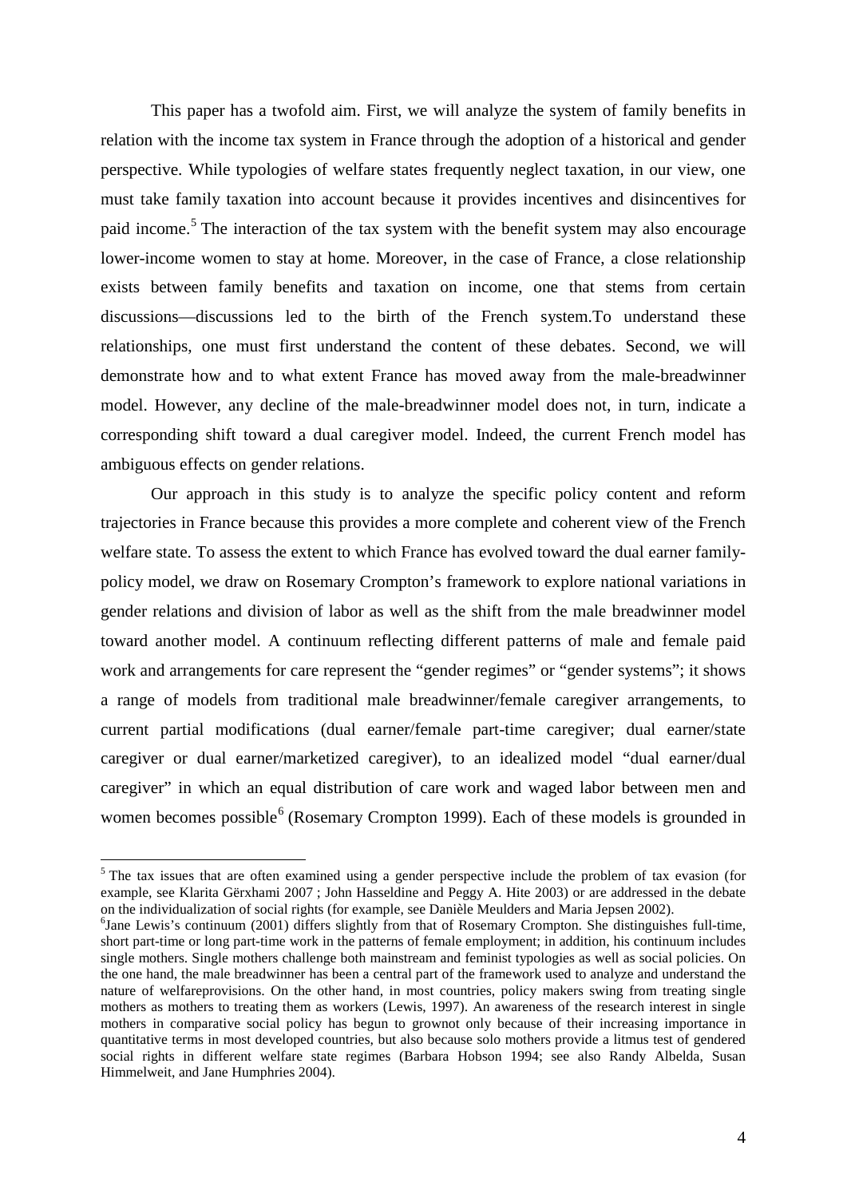This paper has a twofold aim. First, we will analyze the system of family benefits in relation with the income tax system in France through the adoption of a historical and gender perspective. While typologies of welfare states frequently neglect taxation, in our view, one must take family taxation into account because it provides incentives and disincentives for paid income.[5] The interaction of the tax system with the benefit system may also encourage lower-income women to stay at home. Moreover, in the case of France, a close relationship exists between family benefits and taxation on income, one that stems from certain discussions—discussions led to the birth of the French system.To understand these relationships, one must first understand the content of these debates. Second, we will demonstrate how and to what extent France has moved away from the male-breadwinner model. However, any decline of the male-breadwinner model does not, in turn, indicate a corresponding shift toward a dual caregiver model. Indeed, the current French model has ambiguous effects on gender relations.

Our approach in this study is to analyze the specific policy content and reform trajectories in France because this provides a more complete and coherent view of the French welfare state. To assess the extent to which France has evolved toward the dual earner family-policy model, we draw on Rosemary Crompton's framework to explore national variations in gender relations and division of labor as well as the shift from the male breadwinner model toward another model. A continuum reflecting different patterns of male and female paid work and arrangements for care represent the "gender regimes" or "gender systems"; it shows a range of models from traditional male breadwinner/female caregiver arrangements, to current partial modifications (dual earner/female part-time caregiver; dual earner/state caregiver or dual earner/marketized caregiver), to an idealized model "dual earner/dual caregiver" in which an equal distribution of care work and waged labor between men and women becomes possible[6] (Rosemary Crompton 1999). Each of these models is grounded in

---

[5] The tax issues that are often examined using a gender perspective include the problem of tax evasion (for example, see Klarita Gërxhami 2007 ; John Hasseldine and Peggy A. Hite 2003) or are addressed in the debate on the individualization of social rights (for example, see Danièle Meulders and Maria Jepsen 2002).

[6] Jane Lewis's continuum (2001) differs slightly from that of Rosemary Crompton. She distinguishes full-time, short part-time or long part-time work in the patterns of female employment; in addition, his continuum includes single mothers. Single mothers challenge both mainstream and feminist typologies as well as social policies. On the one hand, the male breadwinner has been a central part of the framework used to analyze and understand the nature of welfareprovisions. On the other hand, in most countries, policy makers swing from treating single mothers as mothers to treating them as workers (Lewis, 1997). An awareness of the research interest in single mothers in comparative social policy has begun to grownot only because of their increasing importance in quantitative terms in most developed countries, but also because solo mothers provide a litmus test of gendered social rights in different welfare state regimes (Barbara Hobson 1994; see also Randy Albelda, Susan Himmelweit, and Jane Humphries 2004).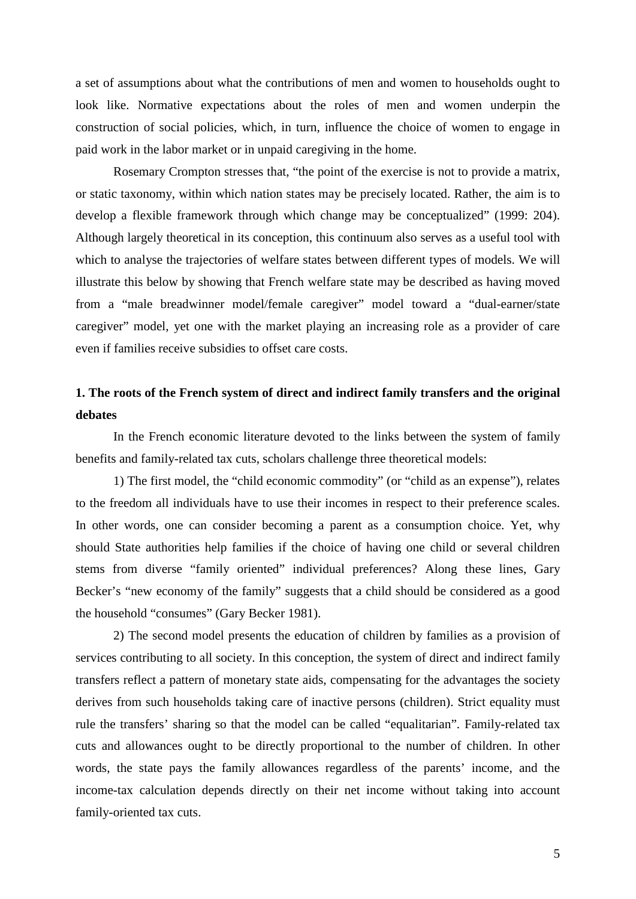a set of assumptions about what the contributions of men and women to households ought to look like. Normative expectations about the roles of men and women underpin the construction of social policies, which, in turn, influence the choice of women to engage in paid work in the labor market or in unpaid caregiving in the home.

Rosemary Crompton stresses that, "the point of the exercise is not to provide a matrix, or static taxonomy, within which nation states may be precisely located. Rather, the aim is to develop a flexible framework through which change may be conceptualized" (1999: 204). Although largely theoretical in its conception, this continuum also serves as a useful tool with which to analyse the trajectories of welfare states between different types of models. We will illustrate this below by showing that French welfare state may be described as having moved from a "male breadwinner model/female caregiver" model toward a "dual-earner/state caregiver" model, yet one with the market playing an increasing role as a provider of care even if families receive subsidies to offset care costs.

## 1. The roots of the French system of direct and indirect family transfers and the original debates

In the French economic literature devoted to the links between the system of family benefits and family-related tax cuts, scholars challenge three theoretical models:

1) The first model, the "child economic commodity" (or "child as an expense"), relates to the freedom all individuals have to use their incomes in respect to their preference scales. In other words, one can consider becoming a parent as a consumption choice. Yet, why should State authorities help families if the choice of having one child or several children stems from diverse "family oriented" individual preferences? Along these lines, Gary Becker's "new economy of the family" suggests that a child should be considered as a good the household "consumes" (Gary Becker 1981).

2) The second model presents the education of children by families as a provision of services contributing to all society. In this conception, the system of direct and indirect family transfers reflect a pattern of monetary state aids, compensating for the advantages the society derives from such households taking care of inactive persons (children). Strict equality must rule the transfers' sharing so that the model can be called "equalitarian". Family-related tax cuts and allowances ought to be directly proportional to the number of children. In other words, the state pays the family allowances regardless of the parents' income, and the income-tax calculation depends directly on their net income without taking into account family-oriented tax cuts.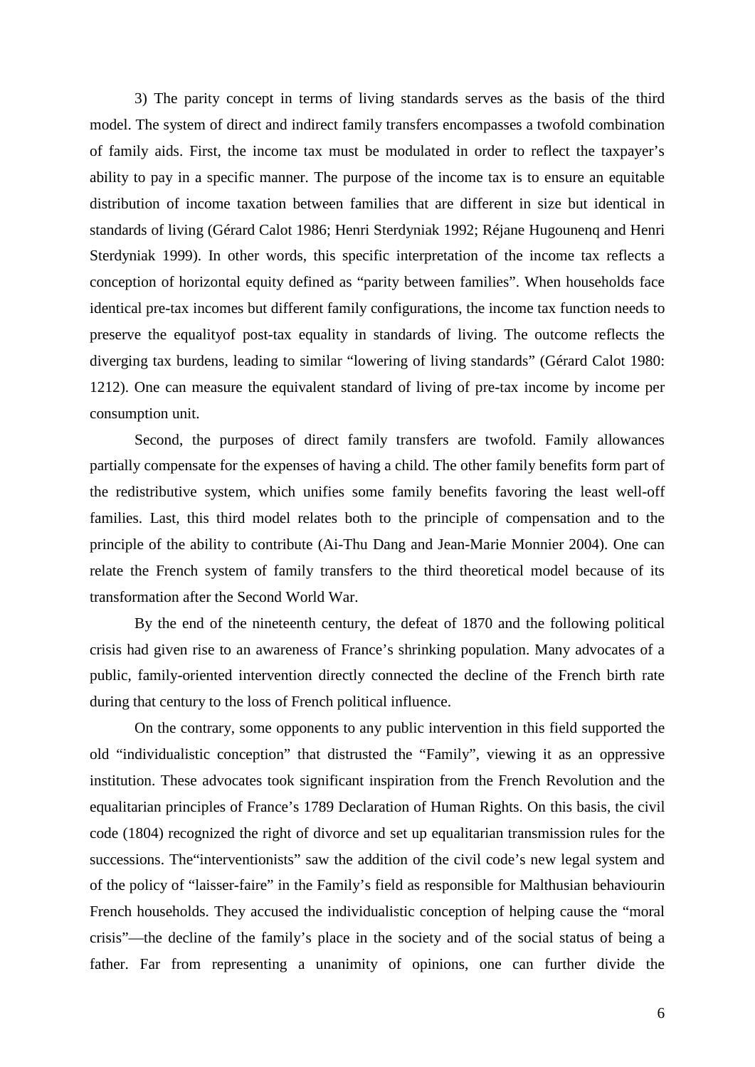3) The parity concept in terms of living standards serves as the basis of the third model. The system of direct and indirect family transfers encompasses a twofold combination of family aids. First, the income tax must be modulated in order to reflect the taxpayer's ability to pay in a specific manner. The purpose of the income tax is to ensure an equitable distribution of income taxation between families that are different in size but identical in standards of living (Gérard Calot 1986; Henri Sterdyniak 1992; Réjane Hugounenq and Henri Sterdyniak 1999). In other words, this specific interpretation of the income tax reflects a conception of horizontal equity defined as "parity between families". When households face identical pre-tax incomes but different family configurations, the income tax function needs to preserve the equalityof post-tax equality in standards of living. The outcome reflects the diverging tax burdens, leading to similar "lowering of living standards" (Gérard Calot 1980: 1212). One can measure the equivalent standard of living of pre-tax income by income per consumption unit.

Second, the purposes of direct family transfers are twofold. Family allowances partially compensate for the expenses of having a child. The other family benefits form part of the redistributive system, which unifies some family benefits favoring the least well-off families. Last, this third model relates both to the principle of compensation and to the principle of the ability to contribute (Ai-Thu Dang and Jean-Marie Monnier 2004). One can relate the French system of family transfers to the third theoretical model because of its transformation after the Second World War.

By the end of the nineteenth century, the defeat of 1870 and the following political crisis had given rise to an awareness of France's shrinking population. Many advocates of a public, family-oriented intervention directly connected the decline of the French birth rate during that century to the loss of French political influence.

On the contrary, some opponents to any public intervention in this field supported the old "individualistic conception" that distrusted the "Family", viewing it as an oppressive institution. These advocates took significant inspiration from the French Revolution and the equalitarian principles of France's 1789 Declaration of Human Rights. On this basis, the civil code (1804) recognized the right of divorce and set up equalitarian transmission rules for the successions. The"interventionists" saw the addition of the civil code's new legal system and of the policy of "laisser-faire" in the Family's field as responsible for Malthusian behaviourin French households. They accused the individualistic conception of helping cause the "moral crisis"—the decline of the family's place in the society and of the social status of being a father. Far from representing a unanimity of opinions, one can further divide the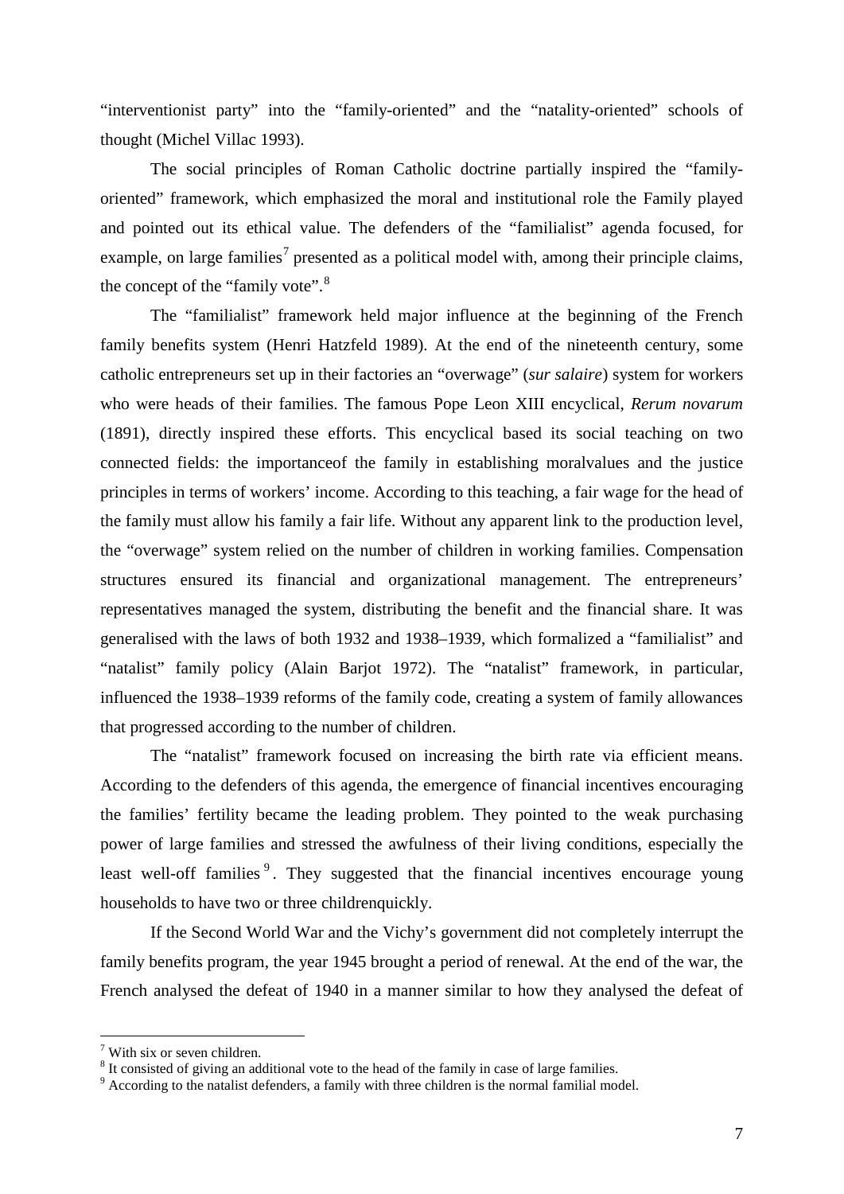"interventionist party" into the "family-oriented" and the "natality-oriented" schools of thought (Michel Villac 1993).

The social principles of Roman Catholic doctrine partially inspired the "family-oriented" framework, which emphasized the moral and institutional role the Family played and pointed out its ethical value. The defenders of the "familialist" agenda focused, for example, on large families[7] presented as a political model with, among their principle claims, the concept of the "family vote".[8]

The "familialist" framework held major influence at the beginning of the French family benefits system (Henri Hatzfeld 1989). At the end of the nineteenth century, some catholic entrepreneurs set up in their factories an "overwage" (*sur salaire*) system for workers who were heads of their families. The famous Pope Leon XIII encyclical, *Rerum novarum* (1891), directly inspired these efforts. This encyclical based its social teaching on two connected fields: the importanceof the family in establishing moralvalues and the justice principles in terms of workers' income. According to this teaching, a fair wage for the head of the family must allow his family a fair life. Without any apparent link to the production level, the "overwage" system relied on the number of children in working families. Compensation structures ensured its financial and organizational management. The entrepreneurs' representatives managed the system, distributing the benefit and the financial share. It was generalised with the laws of both 1932 and 1938–1939, which formalized a "familialist" and "natalist" family policy (Alain Barjot 1972). The "natalist" framework, in particular, influenced the 1938–1939 reforms of the family code, creating a system of family allowances that progressed according to the number of children.

The "natalist" framework focused on increasing the birth rate via efficient means. According to the defenders of this agenda, the emergence of financial incentives encouraging the families' fertility became the leading problem. They pointed to the weak purchasing power of large families and stressed the awfulness of their living conditions, especially the least well-off families[9]. They suggested that the financial incentives encourage young households to have two or three childrenquickly.

If the Second World War and the Vichy's government did not completely interrupt the family benefits program, the year 1945 brought a period of renewal. At the end of the war, the French analysed the defeat of 1940 in a manner similar to how they analysed the defeat of

---

[7] With six or seven children.

[8] It consisted of giving an additional vote to the head of the family in case of large families.

[9] According to the natalist defenders, a family with three children is the normal familial model.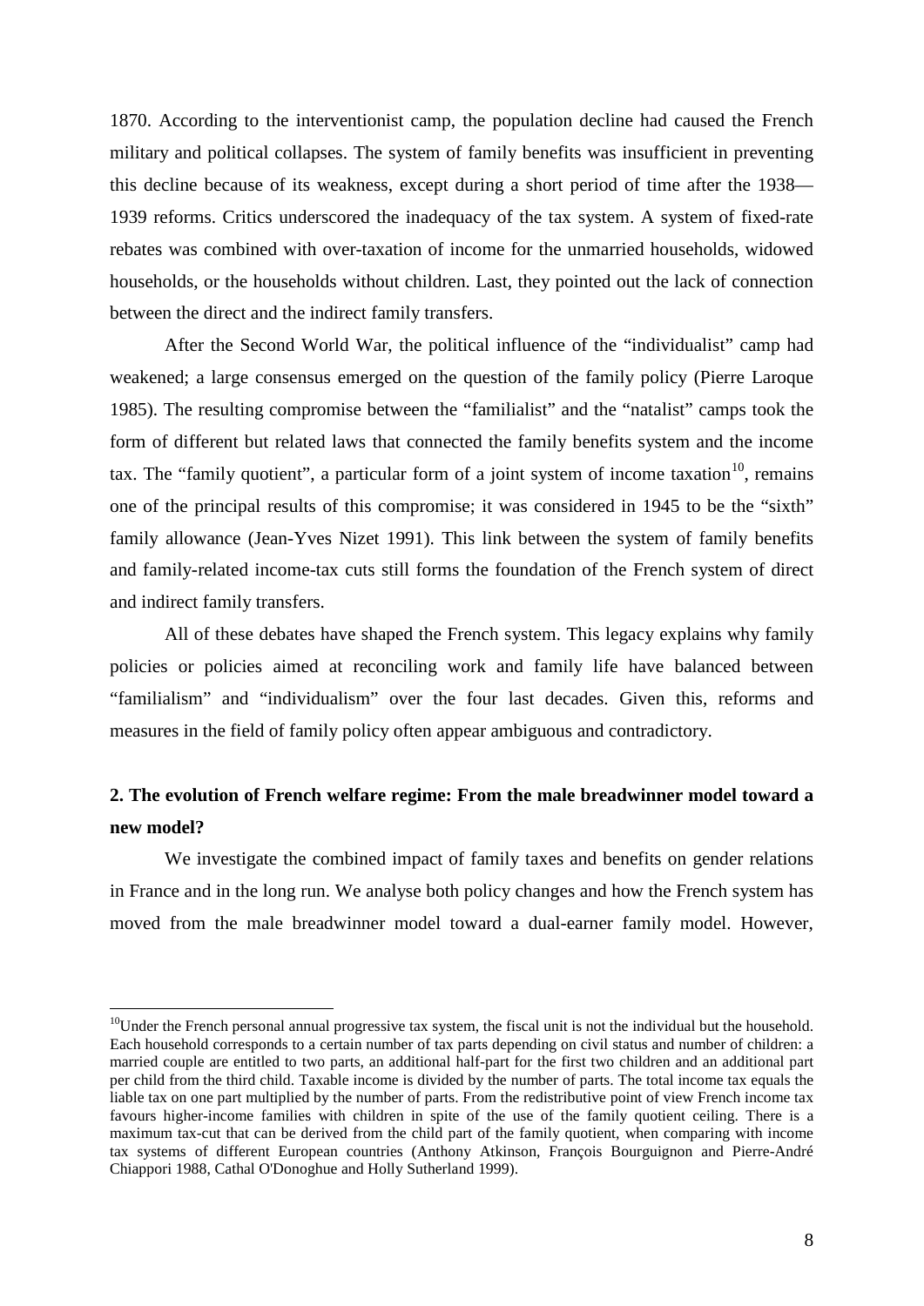1870. According to the interventionist camp, the population decline had caused the French military and political collapses. The system of family benefits was insufficient in preventing this decline because of its weakness, except during a short period of time after the 1938—1939 reforms. Critics underscored the inadequacy of the tax system. A system of fixed-rate rebates was combined with over-taxation of income for the unmarried households, widowed households, or the households without children. Last, they pointed out the lack of connection between the direct and the indirect family transfers.

After the Second World War, the political influence of the "individualist" camp had weakened; a large consensus emerged on the question of the family policy (Pierre Laroque 1985). The resulting compromise between the "familialist" and the "natalist" camps took the form of different but related laws that connected the family benefits system and the income tax. The "family quotient", a particular form of a joint system of income taxation[10], remains one of the principal results of this compromise; it was considered in 1945 to be the "sixth" family allowance (Jean-Yves Nizet 1991). This link between the system of family benefits and family-related income-tax cuts still forms the foundation of the French system of direct and indirect family transfers.

All of these debates have shaped the French system. This legacy explains why family policies or policies aimed at reconciling work and family life have balanced between "familialism" and "individualism" over the four last decades. Given this, reforms and measures in the field of family policy often appear ambiguous and contradictory.

## 2. The evolution of French welfare regime: From the male breadwinner model toward a new model?

We investigate the combined impact of family taxes and benefits on gender relations in France and in the long run. We analyse both policy changes and how the French system has moved from the male breadwinner model toward a dual-earner family model. However,

---

[10] Under the French personal annual progressive tax system, the fiscal unit is not the individual but the household. Each household corresponds to a certain number of tax parts depending on civil status and number of children: a married couple are entitled to two parts, an additional half-part for the first two children and an additional part per child from the third child. Taxable income is divided by the number of parts. The total income tax equals the liable tax on one part multiplied by the number of parts. From the redistributive point of view French income tax favours higher-income families with children in spite of the use of the family quotient ceiling. There is a maximum tax-cut that can be derived from the child part of the family quotient, when comparing with income tax systems of different European countries (Anthony Atkinson, François Bourguignon and Pierre-André Chiappori 1988, Cathal O'Donoghue and Holly Sutherland 1999).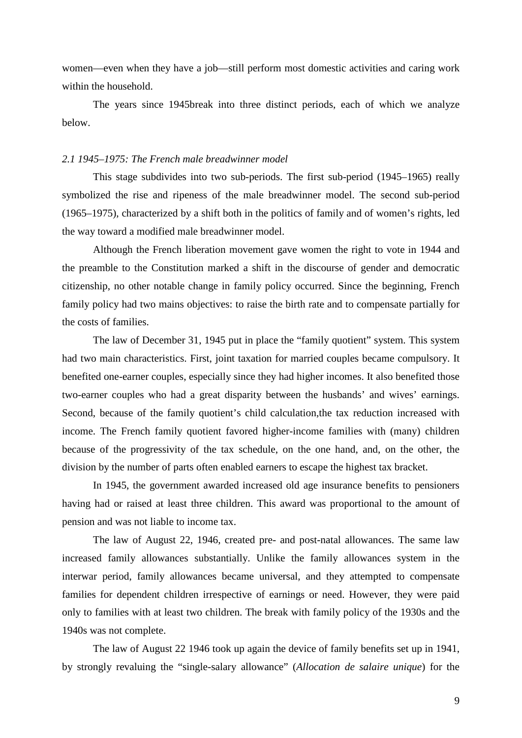women—even when they have a job—still perform most domestic activities and caring work within the household.

The years since 1945break into three distinct periods, each of which we analyze below.

### *2.1 1945–1975: The French male breadwinner model*

This stage subdivides into two sub-periods. The first sub-period (1945–1965) really symbolized the rise and ripeness of the male breadwinner model. The second sub-period (1965–1975), characterized by a shift both in the politics of family and of women's rights, led the way toward a modified male breadwinner model.

Although the French liberation movement gave women the right to vote in 1944 and the preamble to the Constitution marked a shift in the discourse of gender and democratic citizenship, no other notable change in family policy occurred. Since the beginning, French family policy had two mains objectives: to raise the birth rate and to compensate partially for the costs of families.

The law of December 31, 1945 put in place the "family quotient" system. This system had two main characteristics. First, joint taxation for married couples became compulsory. It benefited one-earner couples, especially since they had higher incomes. It also benefited those two-earner couples who had a great disparity between the husbands' and wives' earnings. Second, because of the family quotient's child calculation,the tax reduction increased with income. The French family quotient favored higher-income families with (many) children because of the progressivity of the tax schedule, on the one hand, and, on the other, the division by the number of parts often enabled earners to escape the highest tax bracket.

In 1945, the government awarded increased old age insurance benefits to pensioners having had or raised at least three children. This award was proportional to the amount of pension and was not liable to income tax.

The law of August 22, 1946, created pre- and post-natal allowances. The same law increased family allowances substantially. Unlike the family allowances system in the interwar period, family allowances became universal, and they attempted to compensate families for dependent children irrespective of earnings or need. However, they were paid only to families with at least two children. The break with family policy of the 1930s and the 1940s was not complete.

The law of August 22 1946 took up again the device of family benefits set up in 1941, by strongly revaluing the "single-salary allowance" (*Allocation de salaire unique*) for the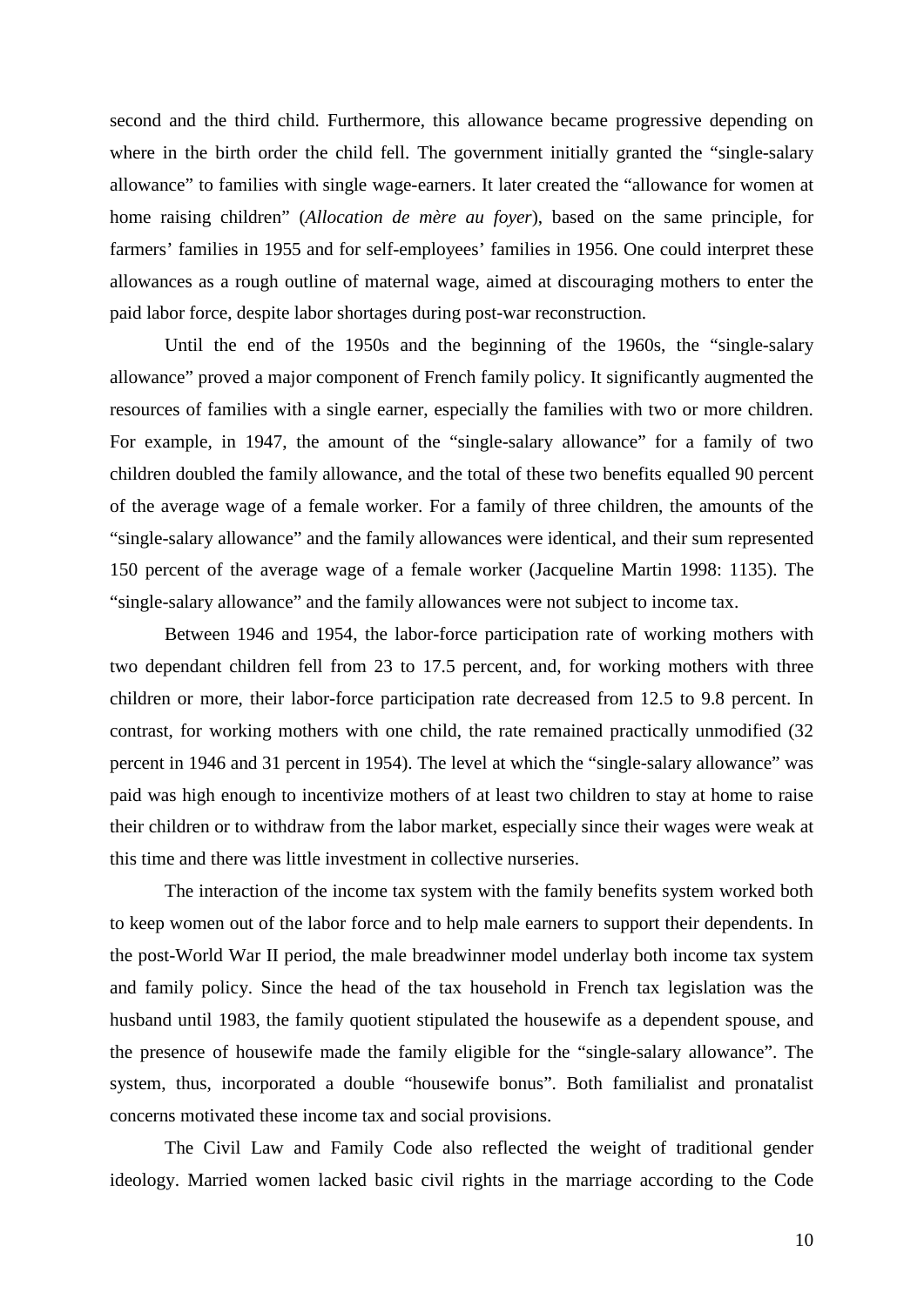second and the third child. Furthermore, this allowance became progressive depending on where in the birth order the child fell. The government initially granted the "single-salary allowance" to families with single wage-earners. It later created the "allowance for women at home raising children" (*Allocation de mère au foyer*), based on the same principle, for farmers' families in 1955 and for self-employees' families in 1956. One could interpret these allowances as a rough outline of maternal wage, aimed at discouraging mothers to enter the paid labor force, despite labor shortages during post-war reconstruction.

Until the end of the 1950s and the beginning of the 1960s, the "single-salary allowance" proved a major component of French family policy. It significantly augmented the resources of families with a single earner, especially the families with two or more children. For example, in 1947, the amount of the "single-salary allowance" for a family of two children doubled the family allowance, and the total of these two benefits equalled 90 percent of the average wage of a female worker. For a family of three children, the amounts of the "single-salary allowance" and the family allowances were identical, and their sum represented 150 percent of the average wage of a female worker (Jacqueline Martin 1998: 1135). The "single-salary allowance" and the family allowances were not subject to income tax.

Between 1946 and 1954, the labor-force participation rate of working mothers with two dependant children fell from 23 to 17.5 percent, and, for working mothers with three children or more, their labor-force participation rate decreased from 12.5 to 9.8 percent. In contrast, for working mothers with one child, the rate remained practically unmodified (32 percent in 1946 and 31 percent in 1954). The level at which the "single-salary allowance" was paid was high enough to incentivize mothers of at least two children to stay at home to raise their children or to withdraw from the labor market, especially since their wages were weak at this time and there was little investment in collective nurseries.

The interaction of the income tax system with the family benefits system worked both to keep women out of the labor force and to help male earners to support their dependents. In the post-World War II period, the male breadwinner model underlay both income tax system and family policy. Since the head of the tax household in French tax legislation was the husband until 1983, the family quotient stipulated the housewife as a dependent spouse, and the presence of housewife made the family eligible for the "single-salary allowance". The system, thus, incorporated a double "housewife bonus". Both familialist and pronatalist concerns motivated these income tax and social provisions.

The Civil Law and Family Code also reflected the weight of traditional gender ideology. Married women lacked basic civil rights in the marriage according to the Code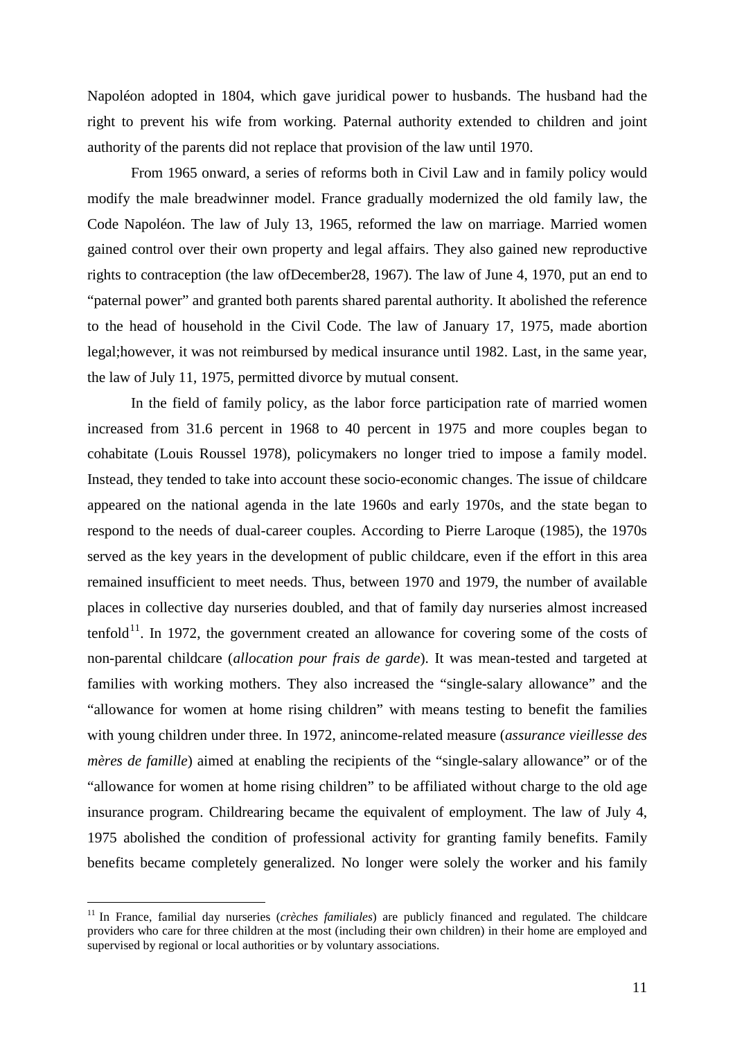Napoléon adopted in 1804, which gave juridical power to husbands. The husband had the right to prevent his wife from working. Paternal authority extended to children and joint authority of the parents did not replace that provision of the law until 1970.

From 1965 onward, a series of reforms both in Civil Law and in family policy would modify the male breadwinner model. France gradually modernized the old family law, the Code Napoléon. The law of July 13, 1965, reformed the law on marriage. Married women gained control over their own property and legal affairs. They also gained new reproductive rights to contraception (the law ofDecember28, 1967). The law of June 4, 1970, put an end to "paternal power" and granted both parents shared parental authority. It abolished the reference to the head of household in the Civil Code. The law of January 17, 1975, made abortion legal;however, it was not reimbursed by medical insurance until 1982. Last, in the same year, the law of July 11, 1975, permitted divorce by mutual consent.

In the field of family policy, as the labor force participation rate of married women increased from 31.6 percent in 1968 to 40 percent in 1975 and more couples began to cohabitate (Louis Roussel 1978), policymakers no longer tried to impose a family model. Instead, they tended to take into account these socio-economic changes. The issue of childcare appeared on the national agenda in the late 1960s and early 1970s, and the state began to respond to the needs of dual-career couples. According to Pierre Laroque (1985), the 1970s served as the key years in the development of public childcare, even if the effort in this area remained insufficient to meet needs. Thus, between 1970 and 1979, the number of available places in collective day nurseries doubled, and that of family day nurseries almost increased tenfold[11]. In 1972, the government created an allowance for covering some of the costs of non-parental childcare (*allocation pour frais de garde*). It was mean-tested and targeted at families with working mothers. They also increased the "single-salary allowance" and the "allowance for women at home rising children" with means testing to benefit the families with young children under three. In 1972, anincome-related measure (*assurance vieillesse des mères de famille*) aimed at enabling the recipients of the "single-salary allowance" or of the "allowance for women at home rising children" to be affiliated without charge to the old age insurance program. Childrearing became the equivalent of employment. The law of July 4, 1975 abolished the condition of professional activity for granting family benefits. Family benefits became completely generalized. No longer were solely the worker and his family

[11] In France, familial day nurseries (*crèches familiales*) are publicly financed and regulated. The childcare providers who care for three children at the most (including their own children) in their home are employed and supervised by regional or local authorities or by voluntary associations.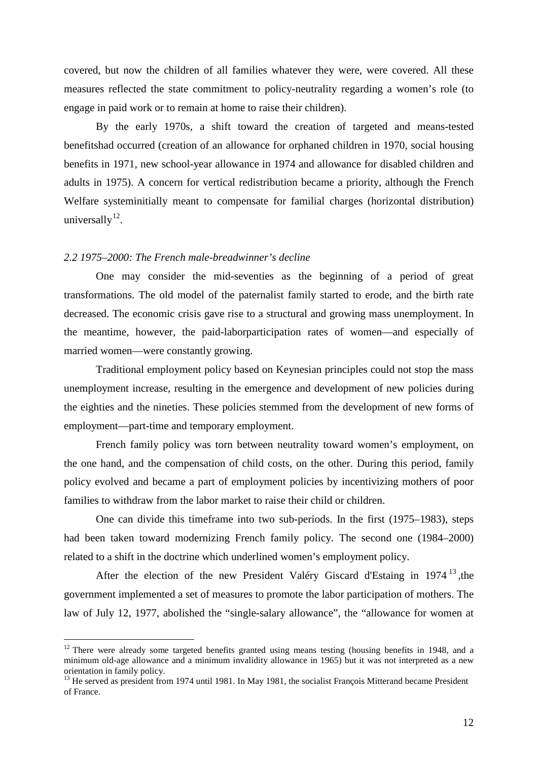covered, but now the children of all families whatever they were, were covered. All these measures reflected the state commitment to policy-neutrality regarding a women's role (to engage in paid work or to remain at home to raise their children).

By the early 1970s, a shift toward the creation of targeted and means-tested benefitshad occurred (creation of an allowance for orphaned children in 1970, social housing benefits in 1971, new school-year allowance in 1974 and allowance for disabled children and adults in 1975). A concern for vertical redistribution became a priority, although the French Welfare systeminitially meant to compensate for familial charges (horizontal distribution) universally[12].

### *2.2 1975–2000: The French male-breadwinner's decline*

One may consider the mid-seventies as the beginning of a period of great transformations. The old model of the paternalist family started to erode, and the birth rate decreased. The economic crisis gave rise to a structural and growing mass unemployment. In the meantime, however, the paid-laborparticipation rates of women—and especially of married women—were constantly growing.

Traditional employment policy based on Keynesian principles could not stop the mass unemployment increase, resulting in the emergence and development of new policies during the eighties and the nineties. These policies stemmed from the development of new forms of employment—part-time and temporary employment.

French family policy was torn between neutrality toward women's employment, on the one hand, and the compensation of child costs, on the other. During this period, family policy evolved and became a part of employment policies by incentivizing mothers of poor families to withdraw from the labor market to raise their child or children.

One can divide this timeframe into two sub-periods. In the first (1975–1983), steps had been taken toward modernizing French family policy. The second one (1984–2000) related to a shift in the doctrine which underlined women's employment policy.

After the election of the new President Valéry Giscard d'Estaing in 1974[13],the government implemented a set of measures to promote the labor participation of mothers. The law of July 12, 1977, abolished the "single-salary allowance", the "allowance for women at

[12] There were already some targeted benefits granted using means testing (housing benefits in 1948, and a minimum old-age allowance and a minimum invalidity allowance in 1965) but it was not interpreted as a new orientation in family policy.

[13] He served as president from 1974 until 1981. In May 1981, the socialist François Mitterand became President of France.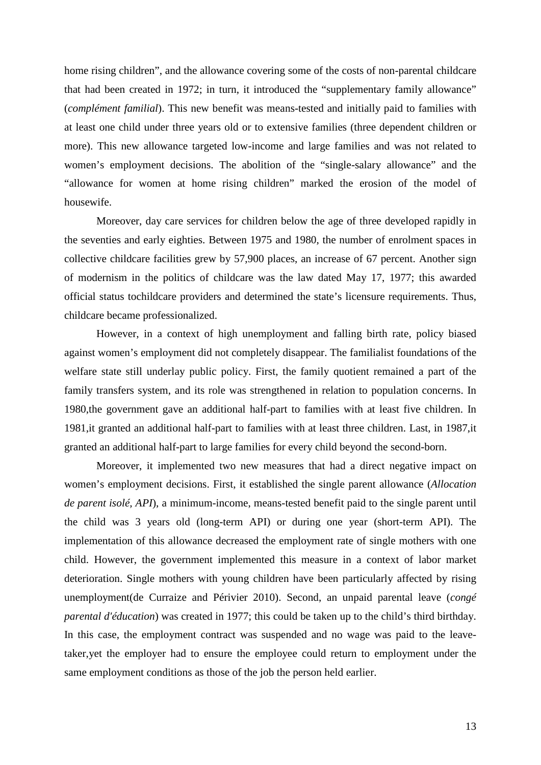home rising children", and the allowance covering some of the costs of non-parental childcare that had been created in 1972; in turn, it introduced the "supplementary family allowance" (*complément familial*). This new benefit was means-tested and initially paid to families with at least one child under three years old or to extensive families (three dependent children or more). This new allowance targeted low-income and large families and was not related to women's employment decisions. The abolition of the "single-salary allowance" and the "allowance for women at home rising children" marked the erosion of the model of housewife.

Moreover, day care services for children below the age of three developed rapidly in the seventies and early eighties. Between 1975 and 1980, the number of enrolment spaces in collective childcare facilities grew by 57,900 places, an increase of 67 percent. Another sign of modernism in the politics of childcare was the law dated May 17, 1977; this awarded official status tochildcare providers and determined the state's licensure requirements. Thus, childcare became professionalized.

However, in a context of high unemployment and falling birth rate, policy biased against women's employment did not completely disappear. The familialist foundations of the welfare state still underlay public policy. First, the family quotient remained a part of the family transfers system, and its role was strengthened in relation to population concerns. In 1980,the government gave an additional half-part to families with at least five children. In 1981,it granted an additional half-part to families with at least three children. Last, in 1987,it granted an additional half-part to large families for every child beyond the second-born.

Moreover, it implemented two new measures that had a direct negative impact on women's employment decisions. First, it established the single parent allowance (*Allocation de parent isolé, API*), a minimum-income, means-tested benefit paid to the single parent until the child was 3 years old (long-term API) or during one year (short-term API). The implementation of this allowance decreased the employment rate of single mothers with one child. However, the government implemented this measure in a context of labor market deterioration. Single mothers with young children have been particularly affected by rising unemployment(de Curraize and Périvier 2010). Second, an unpaid parental leave (*congé parental d'éducation*) was created in 1977; this could be taken up to the child's third birthday. In this case, the employment contract was suspended and no wage was paid to the leave-taker,yet the employer had to ensure the employee could return to employment under the same employment conditions as those of the job the person held earlier.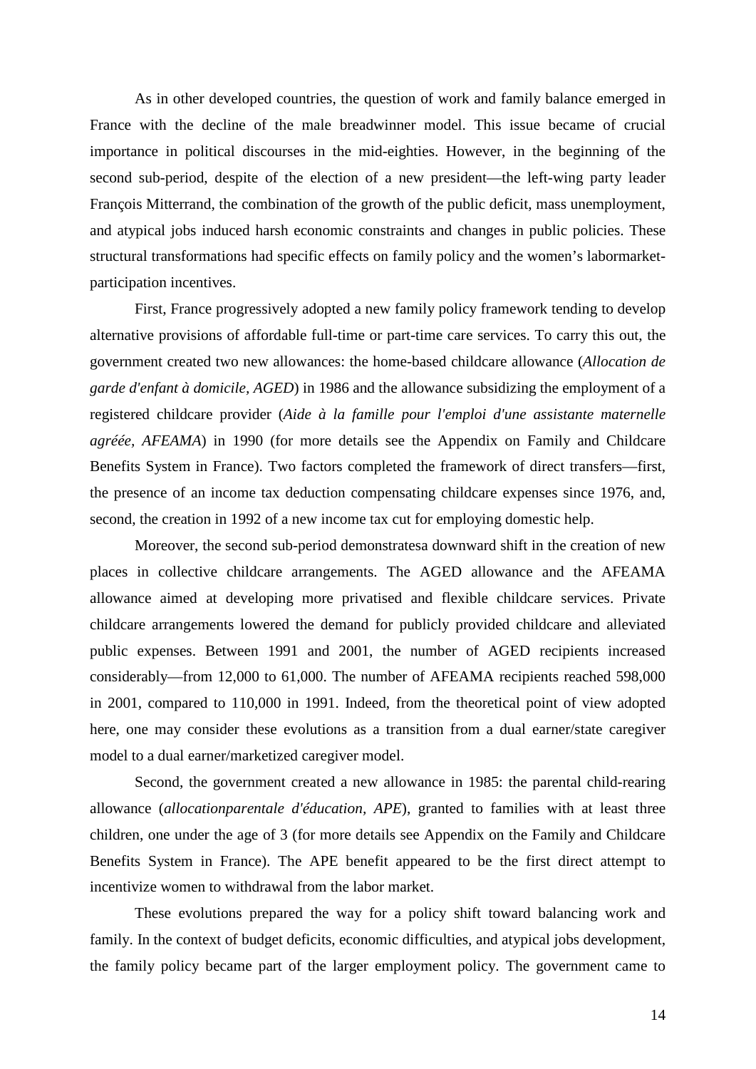As in other developed countries, the question of work and family balance emerged in France with the decline of the male breadwinner model. This issue became of crucial importance in political discourses in the mid-eighties. However, in the beginning of the second sub-period, despite of the election of a new president—the left-wing party leader François Mitterrand, the combination of the growth of the public deficit, mass unemployment, and atypical jobs induced harsh economic constraints and changes in public policies. These structural transformations had specific effects on family policy and the women's labormarket-participation incentives.

First, France progressively adopted a new family policy framework tending to develop alternative provisions of affordable full-time or part-time care services. To carry this out, the government created two new allowances: the home-based childcare allowance (*Allocation de garde d'enfant à domicile, AGED*) in 1986 and the allowance subsidizing the employment of a registered childcare provider (*Aide à la famille pour l'emploi d'une assistante maternelle agréée, AFEAMA*) in 1990 (for more details see the Appendix on Family and Childcare Benefits System in France). Two factors completed the framework of direct transfers—first, the presence of an income tax deduction compensating childcare expenses since 1976, and, second, the creation in 1992 of a new income tax cut for employing domestic help.

Moreover, the second sub-period demonstratesa downward shift in the creation of new places in collective childcare arrangements. The AGED allowance and the AFEAMA allowance aimed at developing more privatised and flexible childcare services. Private childcare arrangements lowered the demand for publicly provided childcare and alleviated public expenses. Between 1991 and 2001, the number of AGED recipients increased considerably—from 12,000 to 61,000. The number of AFEAMA recipients reached 598,000 in 2001, compared to 110,000 in 1991. Indeed, from the theoretical point of view adopted here, one may consider these evolutions as a transition from a dual earner/state caregiver model to a dual earner/marketized caregiver model.

Second, the government created a new allowance in 1985: the parental child-rearing allowance (*allocationparentale d'éducation, APE*), granted to families with at least three children, one under the age of 3 (for more details see Appendix on the Family and Childcare Benefits System in France). The APE benefit appeared to be the first direct attempt to incentivize women to withdrawal from the labor market.

These evolutions prepared the way for a policy shift toward balancing work and family. In the context of budget deficits, economic difficulties, and atypical jobs development, the family policy became part of the larger employment policy. The government came to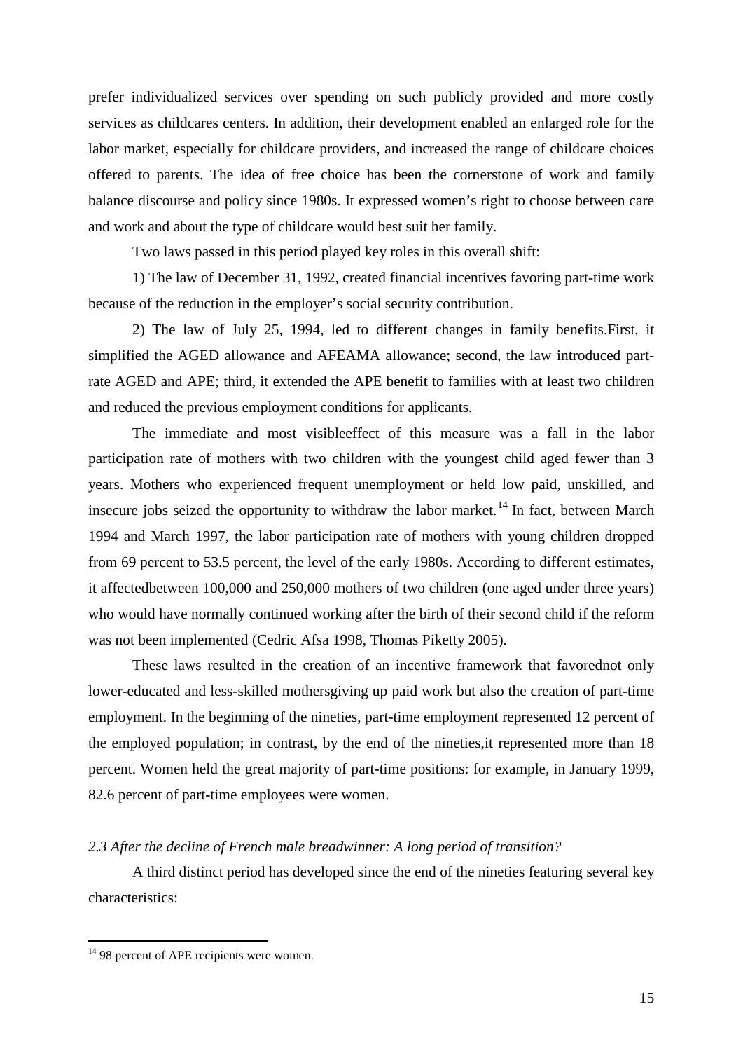prefer individualized services over spending on such publicly provided and more costly services as childcares centers. In addition, their development enabled an enlarged role for the labor market, especially for childcare providers, and increased the range of childcare choices offered to parents. The idea of free choice has been the cornerstone of work and family balance discourse and policy since 1980s. It expressed women's right to choose between care and work and about the type of childcare would best suit her family.

Two laws passed in this period played key roles in this overall shift:

1) The law of December 31, 1992, created financial incentives favoring part-time work because of the reduction in the employer's social security contribution.

2) The law of July 25, 1994, led to different changes in family benefits.First, it simplified the AGED allowance and AFEAMA allowance; second, the law introduced part-rate AGED and APE; third, it extended the APE benefit to families with at least two children and reduced the previous employment conditions for applicants.

The immediate and most visibleeffect of this measure was a fall in the labor participation rate of mothers with two children with the youngest child aged fewer than 3 years. Mothers who experienced frequent unemployment or held low paid, unskilled, and insecure jobs seized the opportunity to withdraw the labor market.[14] In fact, between March 1994 and March 1997, the labor participation rate of mothers with young children dropped from 69 percent to 53.5 percent, the level of the early 1980s. According to different estimates, it affectedbetween 100,000 and 250,000 mothers of two children (one aged under three years) who would have normally continued working after the birth of their second child if the reform was not been implemented (Cedric Afsa 1998, Thomas Piketty 2005).

These laws resulted in the creation of an incentive framework that favorednot only lower-educated and less-skilled mothersgiving up paid work but also the creation of part-time employment. In the beginning of the nineties, part-time employment represented 12 percent of the employed population; in contrast, by the end of the nineties,it represented more than 18 percent. Women held the great majority of part-time positions: for example, in January 1999, 82.6 percent of part-time employees were women.

*2.3 After the decline of French male breadwinner: A long period of transition?*

A third distinct period has developed since the end of the nineties featuring several key characteristics:

[14] 98 percent of APE recipients were women.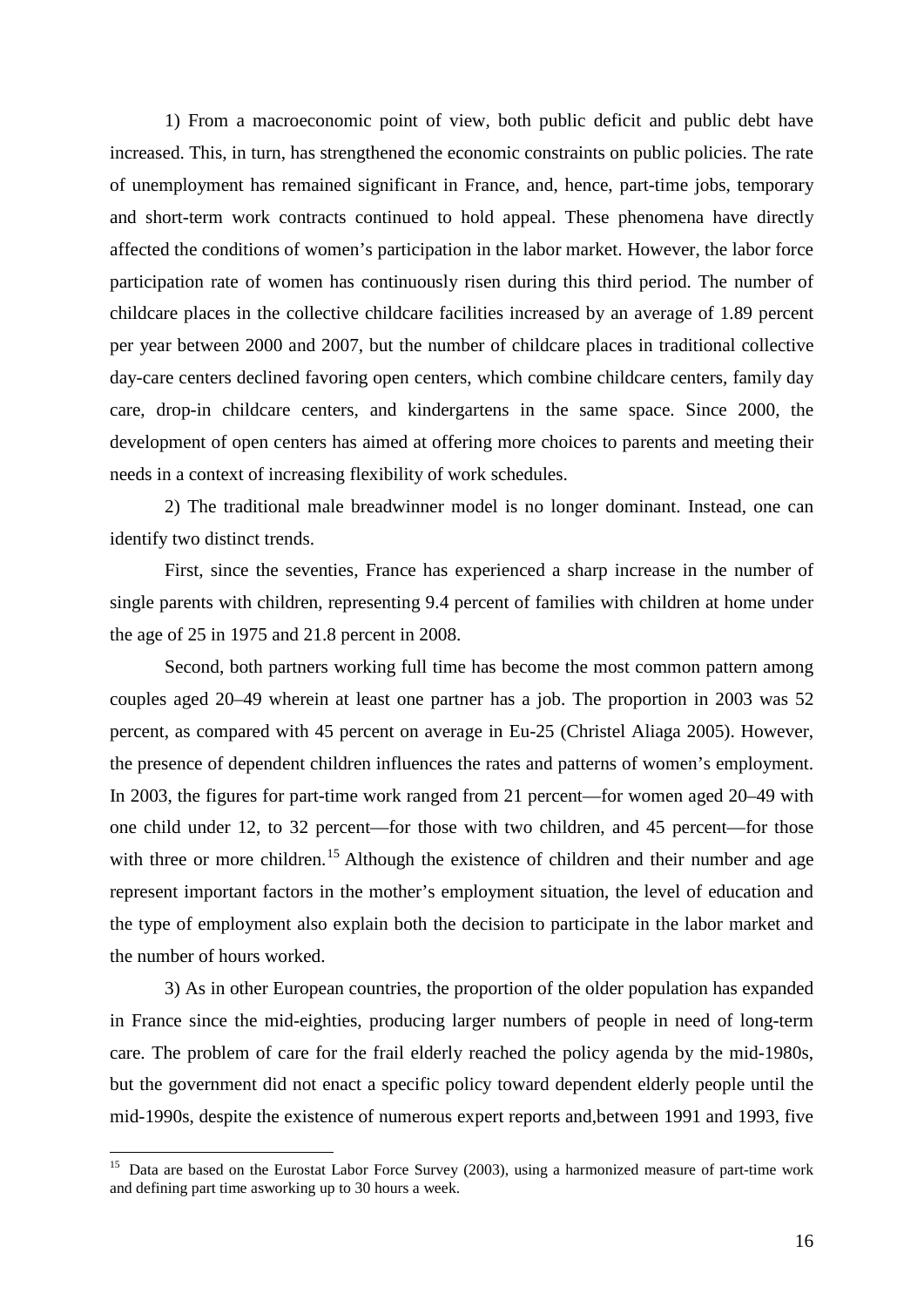1) From a macroeconomic point of view, both public deficit and public debt have increased. This, in turn, has strengthened the economic constraints on public policies. The rate of unemployment has remained significant in France, and, hence, part-time jobs, temporary and short-term work contracts continued to hold appeal. These phenomena have directly affected the conditions of women's participation in the labor market. However, the labor force participation rate of women has continuously risen during this third period. The number of childcare places in the collective childcare facilities increased by an average of 1.89 percent per year between 2000 and 2007, but the number of childcare places in traditional collective day-care centers declined favoring open centers, which combine childcare centers, family day care, drop-in childcare centers, and kindergartens in the same space. Since 2000, the development of open centers has aimed at offering more choices to parents and meeting their needs in a context of increasing flexibility of work schedules.

2) The traditional male breadwinner model is no longer dominant. Instead, one can identify two distinct trends.

First, since the seventies, France has experienced a sharp increase in the number of single parents with children, representing 9.4 percent of families with children at home under the age of 25 in 1975 and 21.8 percent in 2008.

Second, both partners working full time has become the most common pattern among couples aged 20–49 wherein at least one partner has a job. The proportion in 2003 was 52 percent, as compared with 45 percent on average in Eu-25 (Christel Aliaga 2005). However, the presence of dependent children influences the rates and patterns of women's employment. In 2003, the figures for part-time work ranged from 21 percent—for women aged 20–49 with one child under 12, to 32 percent—for those with two children, and 45 percent—for those with three or more children.[15] Although the existence of children and their number and age represent important factors in the mother's employment situation, the level of education and the type of employment also explain both the decision to participate in the labor market and the number of hours worked.

3) As in other European countries, the proportion of the older population has expanded in France since the mid-eighties, producing larger numbers of people in need of long-term care. The problem of care for the frail elderly reached the policy agenda by the mid-1980s, but the government did not enact a specific policy toward dependent elderly people until the mid-1990s, despite the existence of numerous expert reports and,between 1991 and 1993, five

---

[15] Data are based on the Eurostat Labor Force Survey (2003), using a harmonized measure of part-time work and defining part time asworking up to 30 hours a week.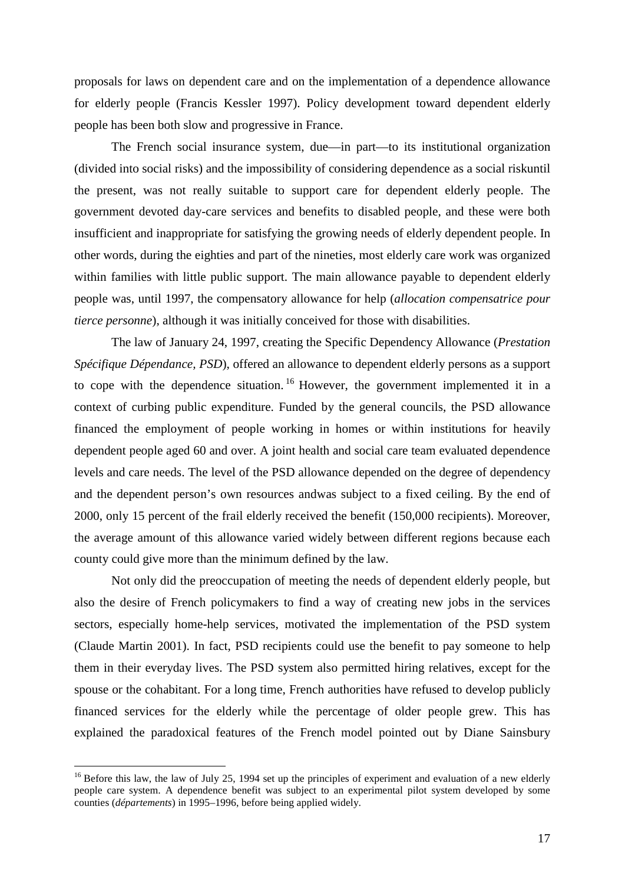proposals for laws on dependent care and on the implementation of a dependence allowance for elderly people (Francis Kessler 1997). Policy development toward dependent elderly people has been both slow and progressive in France.

The French social insurance system, due—in part—to its institutional organization (divided into social risks) and the impossibility of considering dependence as a social riskuntil the present, was not really suitable to support care for dependent elderly people. The government devoted day-care services and benefits to disabled people, and these were both insufficient and inappropriate for satisfying the growing needs of elderly dependent people. In other words, during the eighties and part of the nineties, most elderly care work was organized within families with little public support. The main allowance payable to dependent elderly people was, until 1997, the compensatory allowance for help (*allocation compensatrice pour tierce personne*), although it was initially conceived for those with disabilities.

The law of January 24, 1997, creating the Specific Dependency Allowance (*Prestation Spécifique Dépendance, PSD*), offered an allowance to dependent elderly persons as a support to cope with the dependence situation.[16] However, the government implemented it in a context of curbing public expenditure. Funded by the general councils, the PSD allowance financed the employment of people working in homes or within institutions for heavily dependent people aged 60 and over. A joint health and social care team evaluated dependence levels and care needs. The level of the PSD allowance depended on the degree of dependency and the dependent person's own resources andwas subject to a fixed ceiling. By the end of 2000, only 15 percent of the frail elderly received the benefit (150,000 recipients). Moreover, the average amount of this allowance varied widely between different regions because each county could give more than the minimum defined by the law.

Not only did the preoccupation of meeting the needs of dependent elderly people, but also the desire of French policymakers to find a way of creating new jobs in the services sectors, especially home-help services, motivated the implementation of the PSD system (Claude Martin 2001). In fact, PSD recipients could use the benefit to pay someone to help them in their everyday lives. The PSD system also permitted hiring relatives, except for the spouse or the cohabitant. For a long time, French authorities have refused to develop publicly financed services for the elderly while the percentage of older people grew. This has explained the paradoxical features of the French model pointed out by Diane Sainsbury

[16] Before this law, the law of July 25, 1994 set up the principles of experiment and evaluation of a new elderly people care system. A dependence benefit was subject to an experimental pilot system developed by some counties (*départements*) in 1995–1996, before being applied widely.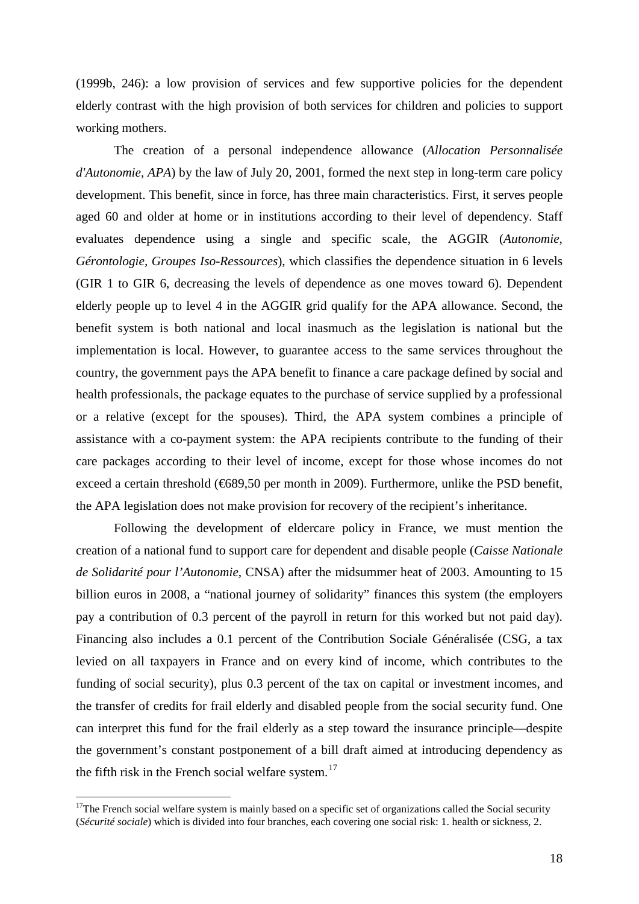(1999b, 246): a low provision of services and few supportive policies for the dependent elderly contrast with the high provision of both services for children and policies to support working mothers.

The creation of a personal independence allowance (*Allocation Personnalisée d'Autonomie, APA*) by the law of July 20, 2001, formed the next step in long-term care policy development. This benefit, since in force, has three main characteristics. First, it serves people aged 60 and older at home or in institutions according to their level of dependency. Staff evaluates dependence using a single and specific scale, the AGGIR (*Autonomie, Gérontologie, Groupes Iso-Ressources*), which classifies the dependence situation in 6 levels (GIR 1 to GIR 6, decreasing the levels of dependence as one moves toward 6). Dependent elderly people up to level 4 in the AGGIR grid qualify for the APA allowance. Second, the benefit system is both national and local inasmuch as the legislation is national but the implementation is local. However, to guarantee access to the same services throughout the country, the government pays the APA benefit to finance a care package defined by social and health professionals, the package equates to the purchase of service supplied by a professional or a relative (except for the spouses). Third, the APA system combines a principle of assistance with a co-payment system: the APA recipients contribute to the funding of their care packages according to their level of income, except for those whose incomes do not exceed a certain threshold (€689,50 per month in 2009). Furthermore, unlike the PSD benefit, the APA legislation does not make provision for recovery of the recipient's inheritance.

Following the development of eldercare policy in France, we must mention the creation of a national fund to support care for dependent and disable people (*Caisse Nationale de Solidarité pour l'Autonomie*, CNSA) after the midsummer heat of 2003. Amounting to 15 billion euros in 2008, a "national journey of solidarity" finances this system (the employers pay a contribution of 0.3 percent of the payroll in return for this worked but not paid day). Financing also includes a 0.1 percent of the Contribution Sociale Généralisée (CSG, a tax levied on all taxpayers in France and on every kind of income, which contributes to the funding of social security), plus 0.3 percent of the tax on capital or investment incomes, and the transfer of credits for frail elderly and disabled people from the social security fund. One can interpret this fund for the frail elderly as a step toward the insurance principle—despite the government's constant postponement of a bill draft aimed at introducing dependency as the fifth risk in the French social welfare system.[17]

[17]The French social welfare system is mainly based on a specific set of organizations called the Social security (*Sécurité sociale*) which is divided into four branches, each covering one social risk: 1. health or sickness, 2.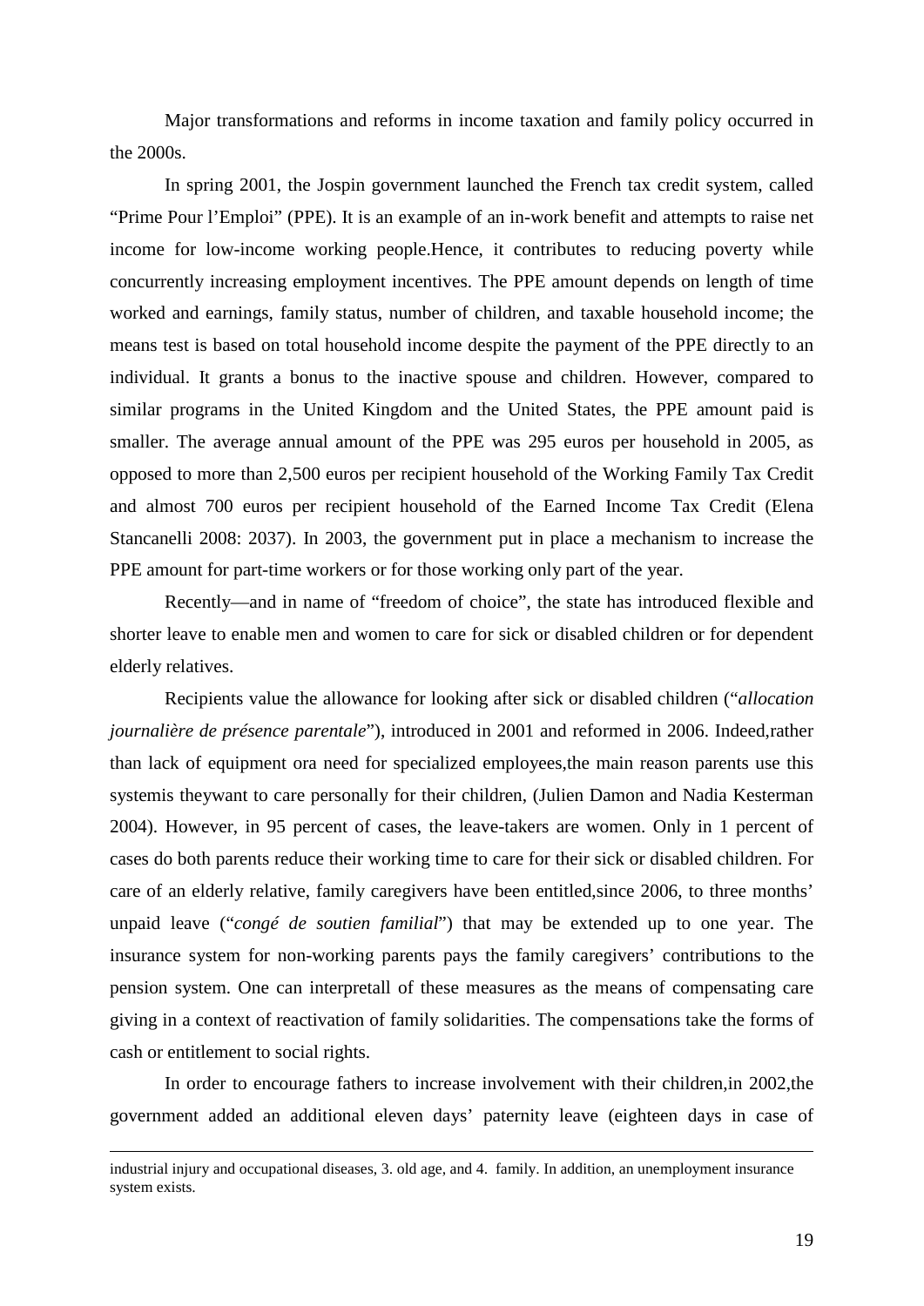Major transformations and reforms in income taxation and family policy occurred in the 2000s.

In spring 2001, the Jospin government launched the French tax credit system, called "Prime Pour l'Emploi" (PPE). It is an example of an in-work benefit and attempts to raise net income for low-income working people.Hence, it contributes to reducing poverty while concurrently increasing employment incentives. The PPE amount depends on length of time worked and earnings, family status, number of children, and taxable household income; the means test is based on total household income despite the payment of the PPE directly to an individual. It grants a bonus to the inactive spouse and children. However, compared to similar programs in the United Kingdom and the United States, the PPE amount paid is smaller. The average annual amount of the PPE was 295 euros per household in 2005, as opposed to more than 2,500 euros per recipient household of the Working Family Tax Credit and almost 700 euros per recipient household of the Earned Income Tax Credit (Elena Stancanelli 2008: 2037). In 2003, the government put in place a mechanism to increase the PPE amount for part-time workers or for those working only part of the year.

Recently—and in name of "freedom of choice", the state has introduced flexible and shorter leave to enable men and women to care for sick or disabled children or for dependent elderly relatives.

Recipients value the allowance for looking after sick or disabled children ("*allocation journalière de présence parentale*"), introduced in 2001 and reformed in 2006. Indeed,rather than lack of equipment ora need for specialized employees,the main reason parents use this systemis theywant to care personally for their children, (Julien Damon and Nadia Kesterman 2004). However, in 95 percent of cases, the leave-takers are women. Only in 1 percent of cases do both parents reduce their working time to care for their sick or disabled children. For care of an elderly relative, family caregivers have been entitled,since 2006, to three months' unpaid leave ("*congé de soutien familial*") that may be extended up to one year. The insurance system for non-working parents pays the family caregivers' contributions to the pension system. One can interpretall of these measures as the means of compensating care giving in a context of reactivation of family solidarities. The compensations take the forms of cash or entitlement to social rights.

In order to encourage fathers to increase involvement with their children,in 2002,the government added an additional eleven days' paternity leave (eighteen days in case of

---

industrial injury and occupational diseases, 3. old age, and 4. family. In addition, an unemployment insurance system exists.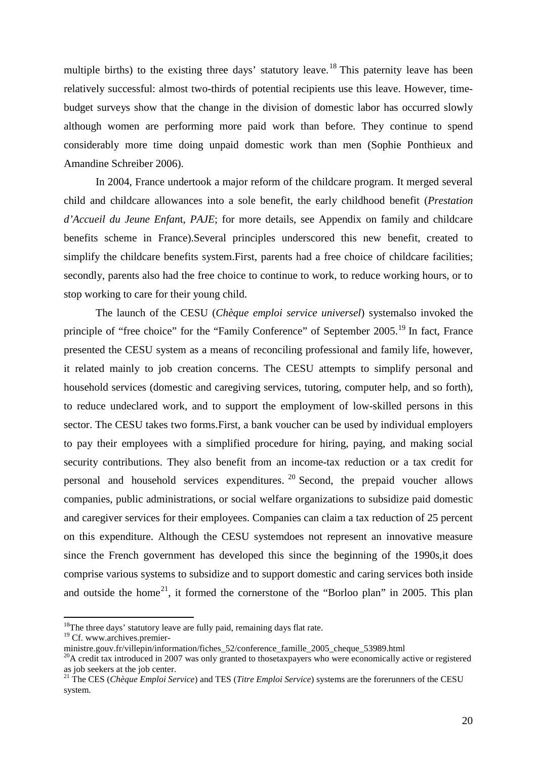multiple births) to the existing three days' statutory leave.[18] This paternity leave has been relatively successful: almost two-thirds of potential recipients use this leave. However, time-budget surveys show that the change in the division of domestic labor has occurred slowly although women are performing more paid work than before. They continue to spend considerably more time doing unpaid domestic work than men (Sophie Ponthieux and Amandine Schreiber 2006).

In 2004, France undertook a major reform of the childcare program. It merged several child and childcare allowances into a sole benefit, the early childhood benefit (*Prestation d'Accueil du Jeune Enfan*t, *PAJE*; for more details, see Appendix on family and childcare benefits scheme in France).Several principles underscored this new benefit, created to simplify the childcare benefits system.First, parents had a free choice of childcare facilities; secondly, parents also had the free choice to continue to work, to reduce working hours, or to stop working to care for their young child.

The launch of the CESU (*Chèque emploi service universel*) systemalso invoked the principle of "free choice" for the "Family Conference" of September 2005.[19] In fact, France presented the CESU system as a means of reconciling professional and family life, however, it related mainly to job creation concerns. The CESU attempts to simplify personal and household services (domestic and caregiving services, tutoring, computer help, and so forth), to reduce undeclared work, and to support the employment of low-skilled persons in this sector. The CESU takes two forms.First, a bank voucher can be used by individual employers to pay their employees with a simplified procedure for hiring, paying, and making social security contributions. They also benefit from an income-tax reduction or a tax credit for personal and household services expenditures.[20] Second, the prepaid voucher allows companies, public administrations, or social welfare organizations to subsidize paid domestic and caregiver services for their employees. Companies can claim a tax reduction of 25 percent on this expenditure. Although the CESU systemdoes not represent an innovative measure since the French government has developed this since the beginning of the 1990s,it does comprise various systems to subsidize and to support domestic and caring services both inside and outside the home[21], it formed the cornerstone of the "Borloo plan" in 2005. This plan

---

[18]The three days' statutory leave are fully paid, remaining days flat rate.

[19] Cf. www.archives.premier-ministre.gouv.fr/villepin/information/fiches_52/conference_famille_2005_cheque_53989.html

[20]A credit tax introduced in 2007 was only granted to thosetaxpayers who were economically active or registered as job seekers at the job center.

[21] The CES (*Chèque Emploi Service*) and TES (*Titre Emploi Service*) systems are the forerunners of the CESU system.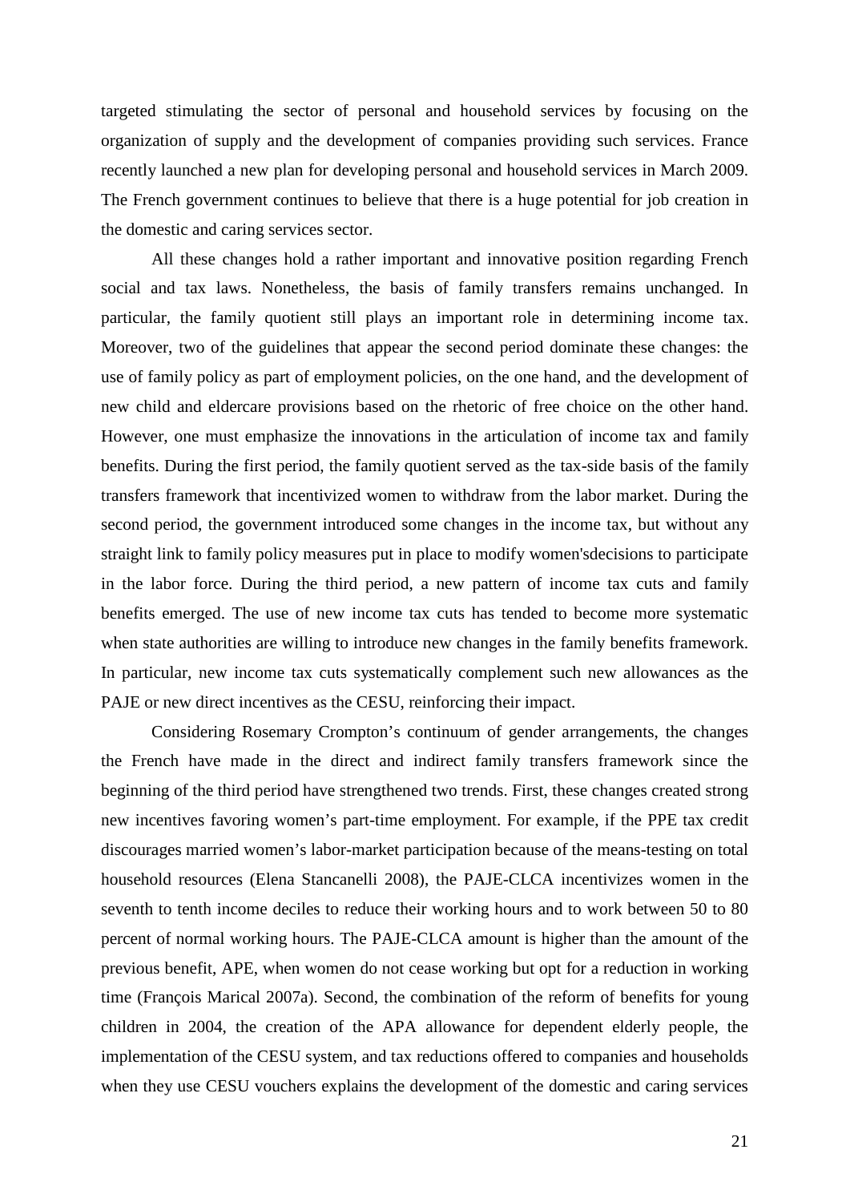targeted stimulating the sector of personal and household services by focusing on the organization of supply and the development of companies providing such services. France recently launched a new plan for developing personal and household services in March 2009. The French government continues to believe that there is a huge potential for job creation in the domestic and caring services sector.

All these changes hold a rather important and innovative position regarding French social and tax laws. Nonetheless, the basis of family transfers remains unchanged. In particular, the family quotient still plays an important role in determining income tax. Moreover, two of the guidelines that appear the second period dominate these changes: the use of family policy as part of employment policies, on the one hand, and the development of new child and eldercare provisions based on the rhetoric of free choice on the other hand. However, one must emphasize the innovations in the articulation of income tax and family benefits. During the first period, the family quotient served as the tax-side basis of the family transfers framework that incentivized women to withdraw from the labor market. During the second period, the government introduced some changes in the income tax, but without any straight link to family policy measures put in place to modify women'sdecisions to participate in the labor force. During the third period, a new pattern of income tax cuts and family benefits emerged. The use of new income tax cuts has tended to become more systematic when state authorities are willing to introduce new changes in the family benefits framework. In particular, new income tax cuts systematically complement such new allowances as the PAJE or new direct incentives as the CESU, reinforcing their impact.

Considering Rosemary Crompton's continuum of gender arrangements, the changes the French have made in the direct and indirect family transfers framework since the beginning of the third period have strengthened two trends. First, these changes created strong new incentives favoring women's part-time employment. For example, if the PPE tax credit discourages married women's labor-market participation because of the means-testing on total household resources (Elena Stancanelli 2008), the PAJE-CLCA incentivizes women in the seventh to tenth income deciles to reduce their working hours and to work between 50 to 80 percent of normal working hours. The PAJE-CLCA amount is higher than the amount of the previous benefit, APE, when women do not cease working but opt for a reduction in working time (François Marical 2007a). Second, the combination of the reform of benefits for young children in 2004, the creation of the APA allowance for dependent elderly people, the implementation of the CESU system, and tax reductions offered to companies and households when they use CESU vouchers explains the development of the domestic and caring services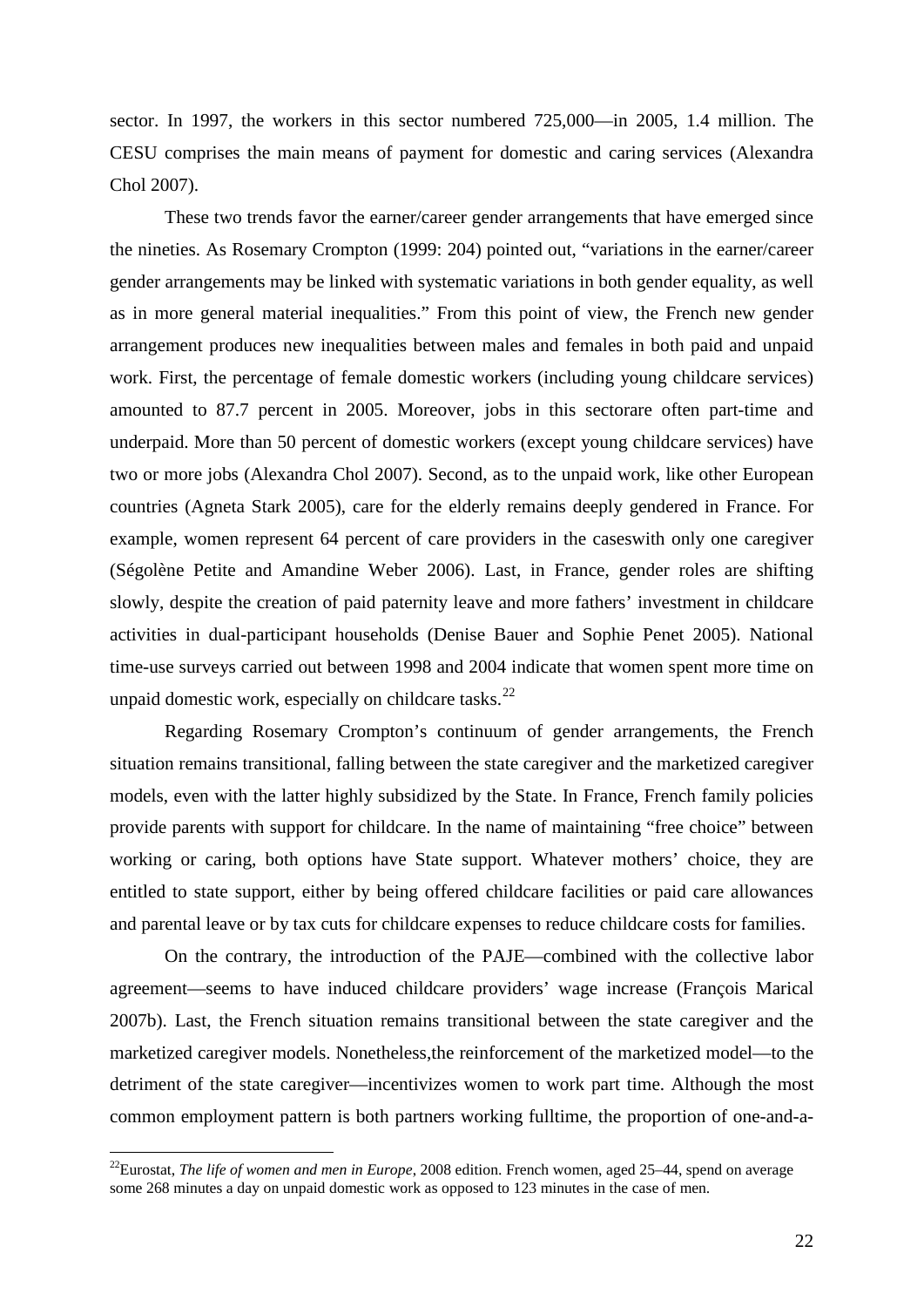sector. In 1997, the workers in this sector numbered 725,000—in 2005, 1.4 million. The CESU comprises the main means of payment for domestic and caring services (Alexandra Chol 2007).

These two trends favor the earner/career gender arrangements that have emerged since the nineties. As Rosemary Crompton (1999: 204) pointed out, "variations in the earner/career gender arrangements may be linked with systematic variations in both gender equality, as well as in more general material inequalities." From this point of view, the French new gender arrangement produces new inequalities between males and females in both paid and unpaid work. First, the percentage of female domestic workers (including young childcare services) amounted to 87.7 percent in 2005. Moreover, jobs in this sectorare are often part-time and underpaid. More than 50 percent of domestic workers (except young childcare services) have two or more jobs (Alexandra Chol 2007). Second, as to the unpaid work, like other European countries (Agneta Stark 2005), care for the elderly remains deeply gendered in France. For example, women represent 64 percent of care providers in the caseswith only one caregiver (Ségolène Petite and Amandine Weber 2006). Last, in France, gender roles are shifting slowly, despite the creation of paid paternity leave and more fathers' investment in childcare activities in dual-participant households (Denise Bauer and Sophie Penet 2005). National time-use surveys carried out between 1998 and 2004 indicate that women spent more time on unpaid domestic work, especially on childcare tasks.[22]

Regarding Rosemary Crompton's continuum of gender arrangements, the French situation remains transitional, falling between the state caregiver and the marketized caregiver models, even with the latter highly subsidized by the State. In France, French family policies provide parents with support for childcare. In the name of maintaining "free choice" between working or caring, both options have State support. Whatever mothers' choice, they are entitled to state support, either by being offered childcare facilities or paid care allowances and parental leave or by tax cuts for childcare expenses to reduce childcare costs for families.

On the contrary, the introduction of the PAJE—combined with the collective labor agreement—seems to have induced childcare providers' wage increase (François Marical 2007b). Last, the French situation remains transitional between the state caregiver and the marketized caregiver models. Nonetheless,the reinforcement of the marketized model—to the detriment of the state caregiver—incentivizes women to work part time. Although the most common employment pattern is both partners working fulltime, the proportion of one-and-a-

[22] Eurostat, *The life of women and men in Europe*, 2008 edition. French women, aged 25–44, spend on average some 268 minutes a day on unpaid domestic work as opposed to 123 minutes in the case of men.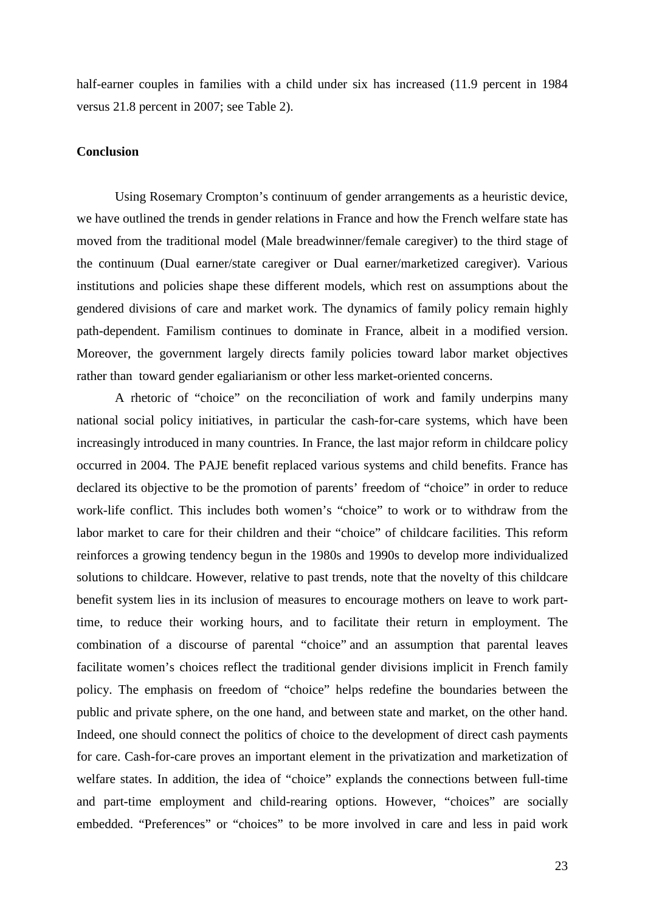half-earner couples in families with a child under six has increased (11.9 percent in 1984 versus 21.8 percent in 2007; see Table 2).

**Conclusion**

Using Rosemary Crompton's continuum of gender arrangements as a heuristic device, we have outlined the trends in gender relations in France and how the French welfare state has moved from the traditional model (Male breadwinner/female caregiver) to the third stage of the continuum (Dual earner/state caregiver or Dual earner/marketized caregiver). Various institutions and policies shape these different models, which rest on assumptions about the gendered divisions of care and market work. The dynamics of family policy remain highly path-dependent. Familism continues to dominate in France, albeit in a modified version. Moreover, the government largely directs family policies toward labor market objectives rather than toward gender egaliarianism or other less market-oriented concerns.

A rhetoric of "choice" on the reconciliation of work and family underpins many national social policy initiatives, in particular the cash-for-care systems, which have been increasingly introduced in many countries. In France, the last major reform in childcare policy occurred in 2004. The PAJE benefit replaced various systems and child benefits. France has declared its objective to be the promotion of parents' freedom of "choice" in order to reduce work-life conflict. This includes both women's "choice" to work or to withdraw from the labor market to care for their children and their "choice" of childcare facilities. This reform reinforces a growing tendency begun in the 1980s and 1990s to develop more individualized solutions to childcare. However, relative to past trends, note that the novelty of this childcare benefit system lies in its inclusion of measures to encourage mothers on leave to work part-time, to reduce their working hours, and to facilitate their return in employment. The combination of a discourse of parental "choice" and an assumption that parental leaves facilitate women's choices reflect the traditional gender divisions implicit in French family policy. The emphasis on freedom of "choice" helps redefine the boundaries between the public and private sphere, on the one hand, and between state and market, on the other hand. Indeed, one should connect the politics of choice to the development of direct cash payments for care. Cash-for-care proves an important element in the privatization and marketization of welfare states. In addition, the idea of "choice" explands the connections between full-time and part-time employment and child-rearing options. However, "choices" are socially embedded. "Preferences" or "choices" to be more involved in care and less in paid work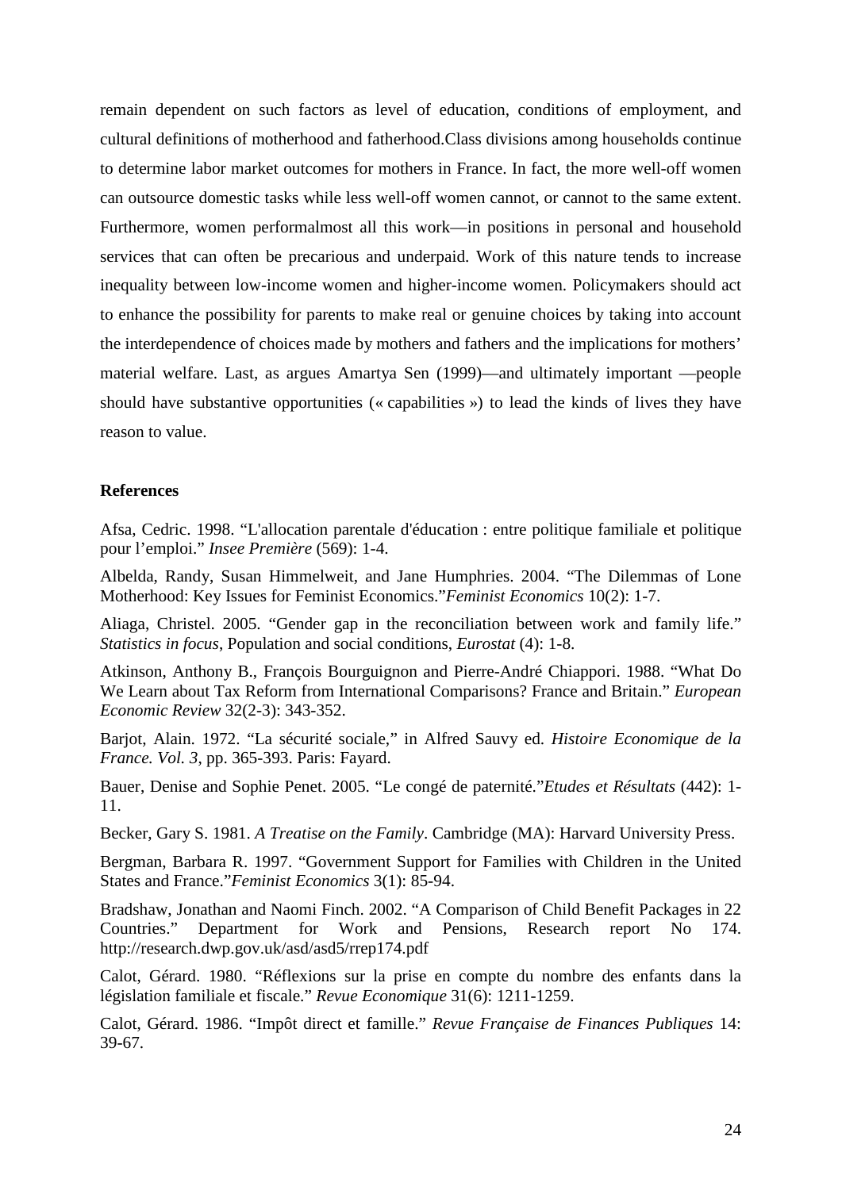remain dependent on such factors as level of education, conditions of employment, and cultural definitions of motherhood and fatherhood.Class divisions among households continue to determine labor market outcomes for mothers in France. In fact, the more well-off women can outsource domestic tasks while less well-off women cannot, or cannot to the same extent. Furthermore, women performalmost all this work—in positions in personal and household services that can often be precarious and underpaid. Work of this nature tends to increase inequality between low-income women and higher-income women. Policymakers should act to enhance the possibility for parents to make real or genuine choices by taking into account the interdependence of choices made by mothers and fathers and the implications for mothers' material welfare. Last, as argues Amartya Sen (1999)—and ultimately important —people should have substantive opportunities (« capabilities ») to lead the kinds of lives they have reason to value.

**References**

Afsa, Cedric. 1998. "L'allocation parentale d'éducation : entre politique familiale et politique pour l'emploi." *Insee Première* (569): 1-4.

Albelda, Randy, Susan Himmelweit, and Jane Humphries. 2004. "The Dilemmas of Lone Motherhood: Key Issues for Feminist Economics."*Feminist Economics* 10(2): 1-7.

Aliaga, Christel. 2005. "Gender gap in the reconciliation between work and family life." *Statistics in focus*, Population and social conditions, *Eurostat* (4): 1-8.

Atkinson, Anthony B., François Bourguignon and Pierre-André Chiappori. 1988. "What Do We Learn about Tax Reform from International Comparisons? France and Britain." *European Economic Review* 32(2-3): 343-352.

Barjot, Alain. 1972. "La sécurité sociale," in Alfred Sauvy ed. *Histoire Economique de la France. Vol. 3*, pp. 365-393. Paris: Fayard.

Bauer, Denise and Sophie Penet. 2005. "Le congé de paternité."*Etudes et Résultats* (442): 1-11.

Becker, Gary S. 1981. *A Treatise on the Family*. Cambridge (MA): Harvard University Press.

Bergman, Barbara R. 1997. "Government Support for Families with Children in the United States and France."*Feminist Economics* 3(1): 85-94.

Bradshaw, Jonathan and Naomi Finch. 2002. "A Comparison of Child Benefit Packages in 22 Countries." Department for Work and Pensions, Research report No 174. http://research.dwp.gov.uk/asd/asd5/rrep174.pdf

Calot, Gérard. 1980. "Réflexions sur la prise en compte du nombre des enfants dans la législation familiale et fiscale." *Revue Economique* 31(6): 1211-1259.

Calot, Gérard. 1986. "Impôt direct et famille." *Revue Française de Finances Publiques* 14: 39-67.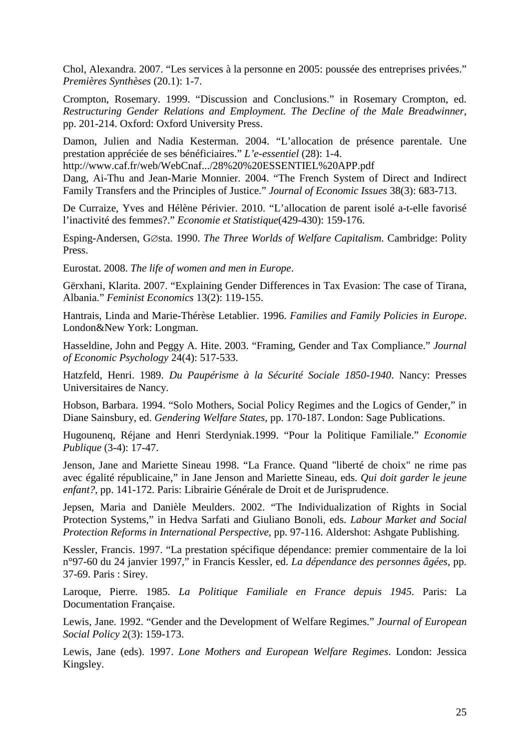Chol, Alexandra. 2007. "Les services à la personne en 2005: poussée des entreprises privées." *Premières Synthèses* (20.1): 1-7.

Crompton, Rosemary. 1999. "Discussion and Conclusions." in Rosemary Crompton, ed. *Restructuring Gender Relations and Employment. The Decline of the Male Breadwinner*, pp. 201-214. Oxford: Oxford University Press.

Damon, Julien and Nadia Kesterman. 2004. "L'allocation de présence parentale. Une prestation appréciée de ses bénéficiaires." *L'e-essentiel* (28): 1-4. http://www.caf.fr/web/WebCnaf.../28%20%20ESSENTIEL%20APP.pdf

Dang, Ai-Thu and Jean-Marie Monnier. 2004. "The French System of Direct and Indirect Family Transfers and the Principles of Justice." *Journal of Economic Issues* 38(3): 683-713.

De Curraize, Yves and Hélène Périvier. 2010. "L'allocation de parent isolé a-t-elle favorisé l'inactivité des femmes?." *Economie et Statistique*(429-430): 159-176.

Esping-Andersen, G∅sta. 1990. *The Three Worlds of Welfare Capitalism*. Cambridge: Polity Press.

Eurostat. 2008. *The life of women and men in Europe*.

Gërxhani, Klarita. 2007. "Explaining Gender Differences in Tax Evasion: The case of Tirana, Albania." *Feminist Economics* 13(2): 119-155.

Hantrais, Linda and Marie-Thérèse Letablier. 1996. *Families and Family Policies in Europe*. London&New York: Longman.

Hasseldine, John and Peggy A. Hite. 2003. "Framing, Gender and Tax Compliance." *Journal of Economic Psychology* 24(4): 517-533.

Hatzfeld, Henri. 1989. *Du Paupérisme à la Sécurité Sociale 1850-1940*. Nancy: Presses Universitaires de Nancy.

Hobson, Barbara. 1994. "Solo Mothers, Social Policy Regimes and the Logics of Gender," in Diane Sainsbury, ed. *Gendering Welfare States*, pp. 170-187. London: Sage Publications.

Hugounenq, Réjane and Henri Sterdyniak.1999. "Pour la Politique Familiale." *Economie Publique* (3-4): 17-47.

Jenson, Jane and Mariette Sineau 1998. "La France. Quand "liberté de choix" ne rime pas avec égalité républicaine," in Jane Jenson and Mariette Sineau, eds. *Qui doit garder le jeune enfant?*, pp. 141-172. Paris: Librairie Générale de Droit et de Jurisprudence.

Jepsen, Maria and Danièle Meulders. 2002. "The Individualization of Rights in Social Protection Systems," in Hedva Sarfati and Giuliano Bonoli, eds. *Labour Market and Social Protection Reforms in International Perspective*, pp. 97-116. Aldershot: Ashgate Publishing.

Kessler, Francis. 1997. "La prestation spécifique dépendance: premier commentaire de la loi n°97-60 du 24 janvier 1997," in Francis Kessler, ed. *La dépendance des personnes âgées*, pp. 37-69. Paris : Sirey.

Laroque, Pierre. 1985. *La Politique Familiale en France depuis 1945*. Paris: La Documentation Française.

Lewis, Jane. 1992. "Gender and the Development of Welfare Regimes." *Journal of European Social Policy* 2(3): 159-173.

Lewis, Jane (eds). 1997. *Lone Mothers and European Welfare Regimes*. London: Jessica Kingsley.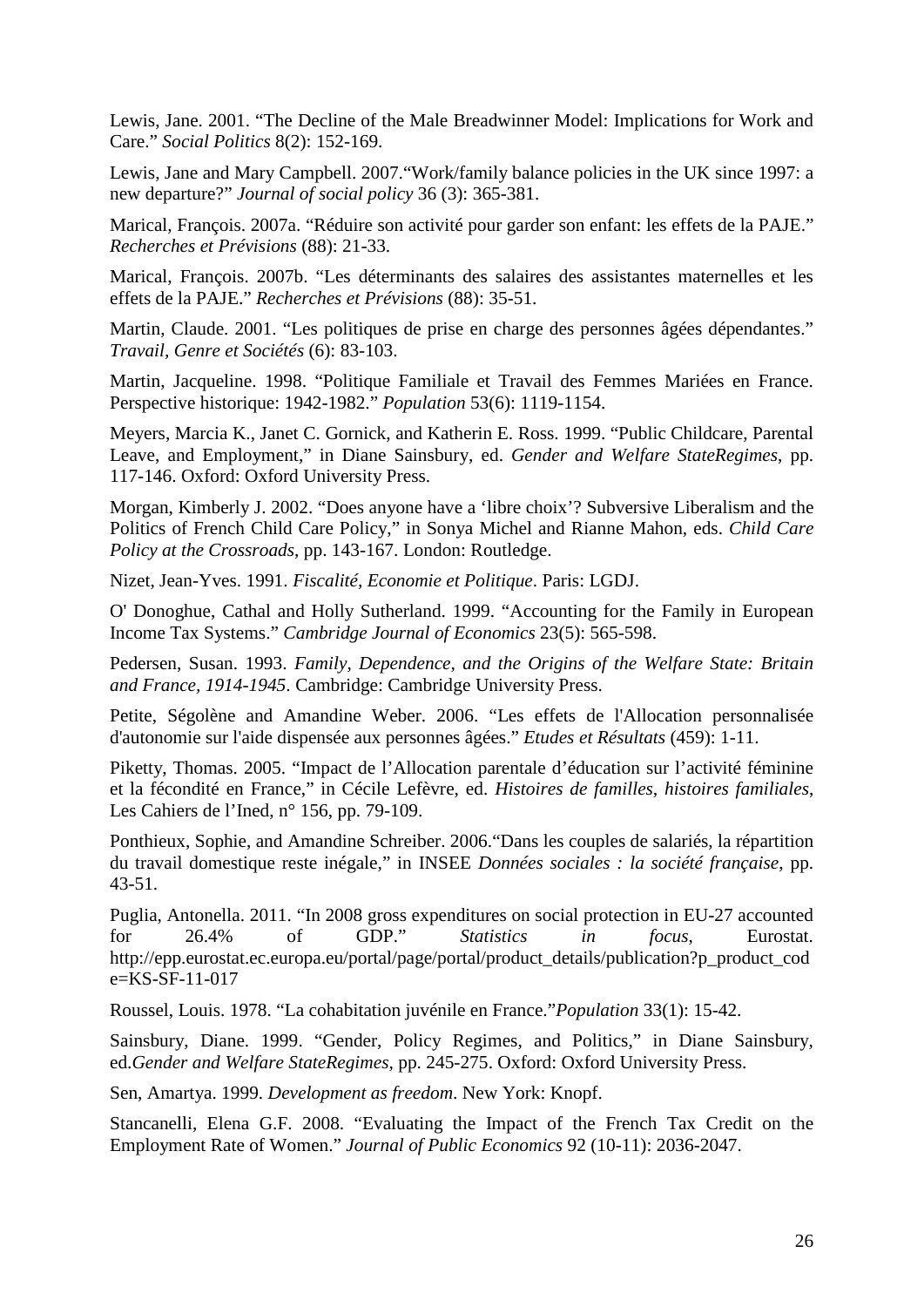Lewis, Jane. 2001. “The Decline of the Male Breadwinner Model: Implications for Work and Care.” *Social Politics* 8(2): 152-169.

Lewis, Jane and Mary Campbell. 2007.“Work/family balance policies in the UK since 1997: a new departure?” *Journal of social policy* 36 (3): 365-381.

Marical, François. 2007a. “Réduire son activité pour garder son enfant: les effets de la PAJE.” *Recherches et Prévisions* (88): 21-33.

Marical, François. 2007b. “Les déterminants des salaires des assistantes maternelles et les effets de la PAJE.” *Recherches et Prévisions* (88): 35-51.

Martin, Claude. 2001. “Les politiques de prise en charge des personnes âgées dépendantes.” *Travail, Genre et Sociétés* (6): 83-103.

Martin, Jacqueline. 1998. “Politique Familiale et Travail des Femmes Mariées en France. Perspective historique: 1942-1982.” *Population* 53(6): 1119-1154.

Meyers, Marcia K., Janet C. Gornick, and Katherin E. Ross. 1999. “Public Childcare, Parental Leave, and Employment,” in Diane Sainsbury, ed. *Gender and Welfare StateRegimes*, pp. 117-146. Oxford: Oxford University Press.

Morgan, Kimberly J. 2002. “Does anyone have a ‘libre choix’? Subversive Liberalism and the Politics of French Child Care Policy,” in Sonya Michel and Rianne Mahon, eds. *Child Care Policy at the Crossroads*, pp. 143-167. London: Routledge.

Nizet, Jean-Yves. 1991. *Fiscalité, Economie et Politique*. Paris: LGDJ.

O' Donoghue, Cathal and Holly Sutherland. 1999. “Accounting for the Family in European Income Tax Systems.” *Cambridge Journal of Economics* 23(5): 565-598.

Pedersen, Susan. 1993. *Family, Dependence, and the Origins of the Welfare State: Britain and France, 1914-1945*. Cambridge: Cambridge University Press.

Petite, Ségolène and Amandine Weber. 2006. “Les effets de l'Allocation personnalisée d'autonomie sur l'aide dispensée aux personnes âgées.” *Etudes et Résultats* (459): 1-11.

Piketty, Thomas. 2005. “Impact de l’Allocation parentale d’éducation sur l’activité féminine et la fécondité en France,” in Cécile Lefèvre, ed. *Histoires de familles, histoires familiales*, Les Cahiers de l’Ined, n° 156, pp. 79-109.

Ponthieux, Sophie, and Amandine Schreiber. 2006.“Dans les couples de salariés, la répartition du travail domestique reste inégale,” in INSEE *Données sociales : la société française*, pp. 43-51.

Puglia, Antonella. 2011. “In 2008 gross expenditures on social protection in EU-27 accounted for 26.4% of GDP.” *Statistics in focus*, Eurostat. http://epp.eurostat.ec.europa.eu/portal/page/portal/product_details/publication?p_product_code=KS-SF-11-017

Roussel, Louis. 1978. “La cohabitation juvénile en France.”*Population* 33(1): 15-42.

Sainsbury, Diane. 1999. “Gender, Policy Regimes, and Politics,” in Diane Sainsbury, ed.*Gender and Welfare StateRegimes*, pp. 245-275. Oxford: Oxford University Press.

Sen, Amartya. 1999. *Development as freedom*. New York: Knopf.

Stancanelli, Elena G.F. 2008. “Evaluating the Impact of the French Tax Credit on the Employment Rate of Women.” *Journal of Public Economics* 92 (10-11): 2036-2047.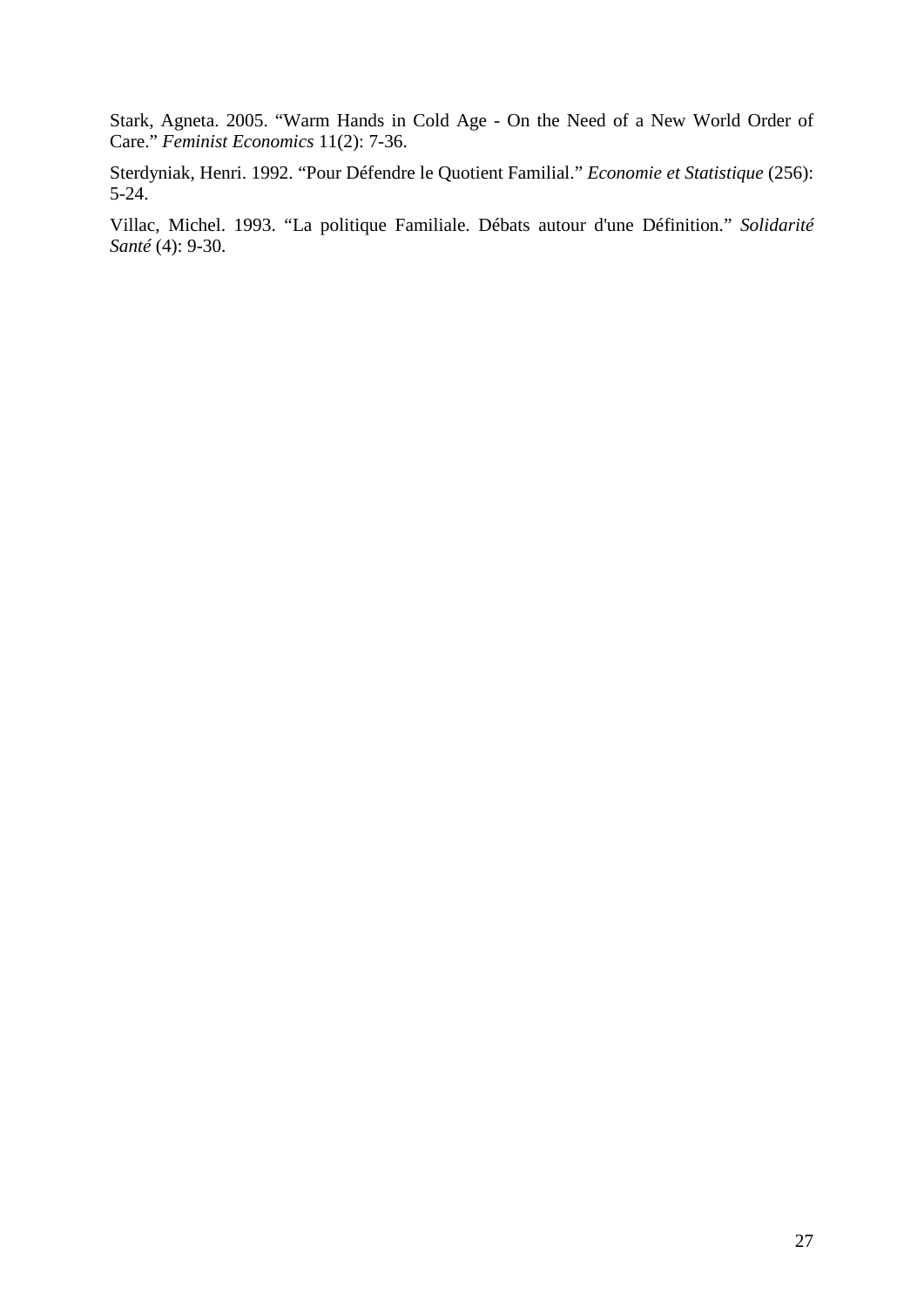Stark, Agneta. 2005. “Warm Hands in Cold Age - On the Need of a New World Order of Care.” *Feminist Economics* 11(2): 7-36.

Sterdyniak, Henri. 1992. “Pour Défendre le Quotient Familial.” *Economie et Statistique* (256): 5-24.

Villac, Michel. 1993. “La politique Familiale. Débats autour d'une Définition.” *Solidarité Santé* (4): 9-30.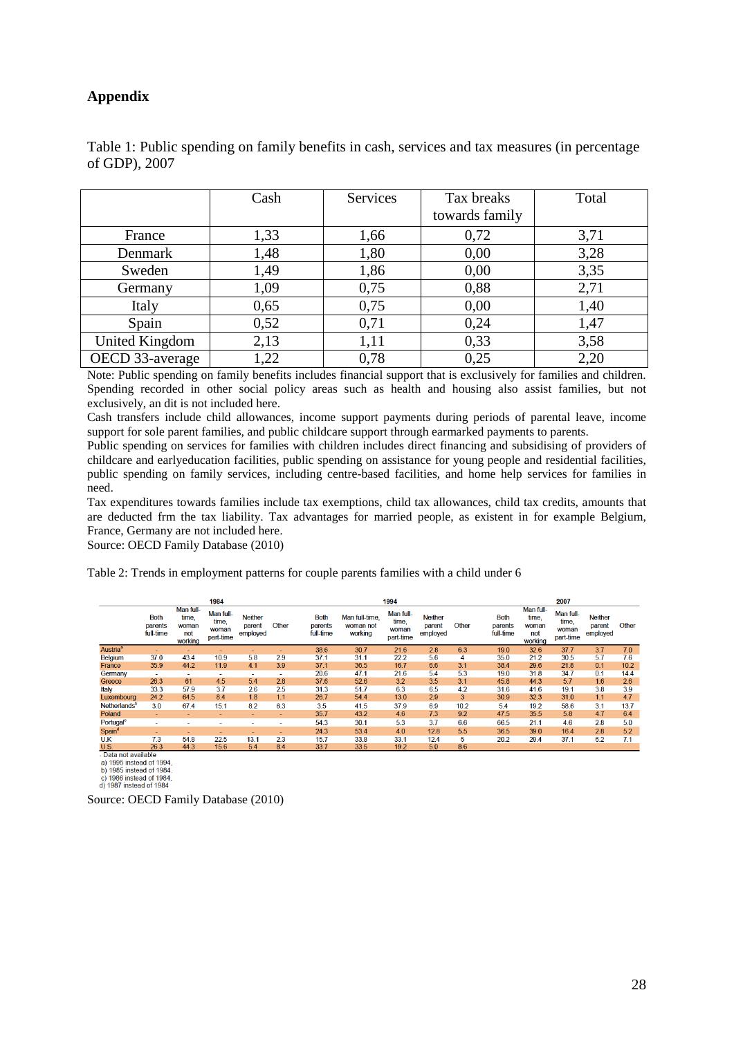## Appendix

Table 1: Public spending on family benefits in cash, services and tax measures (in percentage of GDP), 2007

| | Cash | Services | Tax breaks towards family | Total |
|---|---|---|---|---|
| France | 1,33 | 1,66 | 0,72 | 3,71 |
| Denmark | 1,48 | 1,80 | 0,00 | 3,28 |
| Sweden | 1,49 | 1,86 | 0,00 | 3,35 |
| Germany | 1,09 | 0,75 | 0,88 | 2,71 |
| Italy | 0,65 | 0,75 | 0,00 | 1,40 |
| Spain | 0,52 | 0,71 | 0,24 | 1,47 |
| United Kingdom | 2,13 | 1,11 | 0,33 | 3,58 |
| OECD 33-average | 1,22 | 0,78 | 0,25 | 2,20 |

Note: Public spending on family benefits includes financial support that is exclusively for families and children. Spending recorded in other social policy areas such as health and housing also assist families, but not exclusively, an dit is not included here.

Cash transfers include child allowances, income support payments during periods of parental leave, income support for sole parent families, and public childcare support through earmarked payments to parents.

Public spending on services for families with children includes direct financing and subsidising of providers of childcare and earlyeducation facilities, public spending on assistance for young people and residential facilities, public spending on family services, including centre-based facilities, and home help services for families in need.

Tax expenditures towards families include tax exemptions, child tax allowances, child tax credits, amounts that are deducted frm the tax liability. Tax advantages for married people, as existent in for example Belgium, France, Germany are not included here.

Source: OECD Family Database (2010)

Table 2: Trends in employment patterns for couple parents families with a child under 6

| | 1984 | | | | | 1994 | | | | | 2007 | | | | |
|---|---|---|---|---|---|---|---|---|---|---|---|---|---|---|---|
| | Both parents full-time | Man full-time, woman not working | Man full-time, woman part-time | Neither parent employed | Other | Both parents full-time | Man full-time, woman not working | Man full-time, woman part-time | Neither parent employed | Other | Both parents full-time | Man full-time, woman not working | Man full-time, woman part-time | Neither parent employed | Other |
| Austria[a] | - | - | - | - | - | 38.6 | 30.7 | 21.6 | 2.8 | 6.3 | 19.0 | 32.6 | 37.7 | 3.7 | 7.0 |
| Belgium | 37.0 | 43.4 | 10.9 | 5.8 | 2.9 | 37.1 | 31.1 | 22.2 | 5.6 | 4 | 35.0 | 21.2 | 30.5 | 5.7 | 7.6 |
| France | 35.9 | 44.2 | 11.9 | 4.1 | 3.9 | 37.1 | 36.5 | 16.7 | 6.6 | 3.1 | 38.4 | 29.6 | 21.8 | 0.1 | 10.2 |
| Germany | - | - | - | - | - | 20.6 | 47.1 | 21.6 | 5.4 | 5.3 | 19.0 | 31.8 | 34.7 | 0.1 | 14.4 |
| Greece | 26.3 | 61 | 4.5 | 5.4 | 2.8 | 37.6 | 52.6 | 3.2 | 3.5 | 3.1 | 45.8 | 44.3 | 5.7 | 1.6 | 2.6 |
| Italy | 33.3 | 57.9 | 3.7 | 2.6 | 2.5 | 31.3 | 51.7 | 6.3 | 6.5 | 4.2 | 31.6 | 41.6 | 19.1 | 3.8 | 3.9 |
| Luxembourg | 24.2 | 64.5 | 8.4 | 1.8 | 1.1 | 26.7 | 54.4 | 13.0 | 2.9 | 3 | 30.9 | 32.3 | 31.0 | 1.1 | 4.7 |
| Netherlands[b] | 3.0 | 67.4 | 15.1 | 8.2 | 6.3 | 3.5 | 41.5 | 37.9 | 6.9 | 10.2 | 5.4 | 19.2 | 58.6 | 3.1 | 13.7 |
| Poland | - | - | - | - | - | 35.7 | 43.2 | 4.6 | 7.3 | 9.2 | 47.5 | 35.5 | 5.8 | 4.7 | 6.4 |
| Portugal[c] | - | - | - | - | - | 54.3 | 30.1 | 5.3 | 3.7 | 6.6 | 66.5 | 21.1 | 4.6 | 2.8 | 5.0 |
| Spain[d] | - | - | - | - | - | 24.3 | 53.4 | 4.0 | 12.8 | 5.5 | 36.5 | 39.0 | 16.4 | 2.8 | 5.2 |
| U.K | 7.3 | 54.8 | 22.5 | 13.1 | 2.3 | 15.7 | 33.8 | 33.1 | 12.4 | 5 | 20.2 | 29.4 | 37.1 | 6.2 | 7.1 |
| U.S. | 26.3 | 44.3 | 15.6 | 5.4 | 8.4 | 33.7 | 33.5 | 19.2 | 5.0 | 8.6 | | | | | |

\- Data not available
a) 1995 instead of 1994.
b) 1985 instead of 1984
c) 1986 instead of 1984.
d) 1987 instead of 1984

Source: OECD Family Database (2010)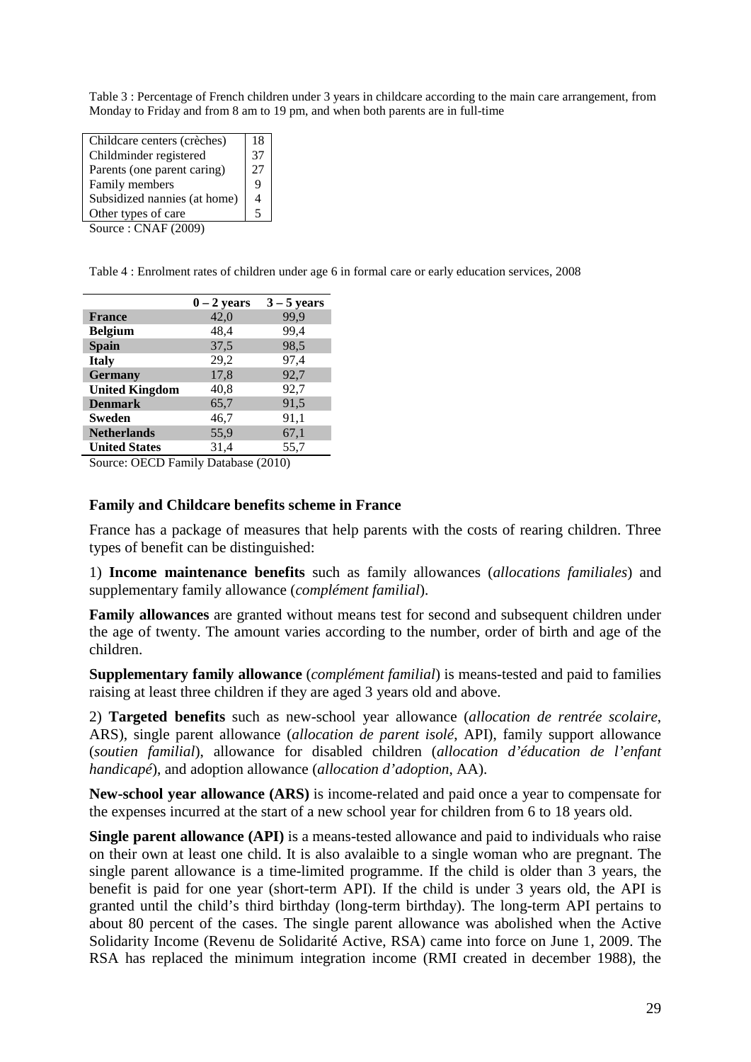Table 3 : Percentage of French children under 3 years in childcare according to the main care arrangement, from Monday to Friday and from 8 am to 19 pm, and when both parents are in full-time

| Care arrangement | % |
|---|---|
| Childcare centers (crèches) | 18 |
| Childminder registered | 37 |
| Parents (one parent caring) | 27 |
| Family members | 9 |
| Subsidized nannies (at home) | 4 |
| Other types of care | 5 |

Source : CNAF (2009)

Table 4 : Enrolment rates of children under age 6 in formal care or early education services, 2008

| | 0 – 2 years | 3 – 5 years |
|---|---|---|
| **France** | 42,0 | 99,9 |
| **Belgium** | 48,4 | 99,4 |
| **Spain** | 37,5 | 98,5 |
| **Italy** | 29,2 | 97,4 |
| **Germany** | 17,8 | 92,7 |
| **United Kingdom** | 40,8 | 92,7 |
| **Denmark** | 65,7 | 91,5 |
| **Sweden** | 46,7 | 91,1 |
| **Netherlands** | 55,9 | 67,1 |
| **United States** | 31,4 | 55,7 |

Source: OECD Family Database (2010)

### Family and Childcare benefits scheme in France

France has a package of measures that help parents with the costs of rearing children. Three types of benefit can be distinguished:

1) **Income maintenance benefits** such as family allowances (*allocations familiales*) and supplementary family allowance (*complément familial*).

**Family allowances** are granted without means test for second and subsequent children under the age of twenty. The amount varies according to the number, order of birth and age of the children.

**Supplementary family allowance** (*complément familial*) is means-tested and paid to families raising at least three children if they are aged 3 years old and above.

2) **Targeted benefits** such as new-school year allowance (*allocation de rentrée scolaire*, ARS), single parent allowance (*allocation de parent isolé*, API), family support allowance (*soutien familial*), allowance for disabled children (*allocation d'éducation de l'enfant handicapé*), and adoption allowance (*allocation d'adoption*, AA).

**New-school year allowance (ARS)** is income-related and paid once a year to compensate for the expenses incurred at the start of a new school year for children from 6 to 18 years old.

**Single parent allowance (API)** is a means-tested allowance and paid to individuals who raise on their own at least one child. It is also avalaible to a single woman who are pregnant. The single parent allowance is a time-limited programme. If the child is older than 3 years, the benefit is paid for one year (short-term API). If the child is under 3 years old, the API is granted until the child's third birthday (long-term birthday). The long-term API pertains to about 80 percent of the cases. The single parent allowance was abolished when the Active Solidarity Income (Revenu de Solidarité Active, RSA) came into force on June 1, 2009. The RSA has replaced the minimum integration income (RMI created in december 1988), the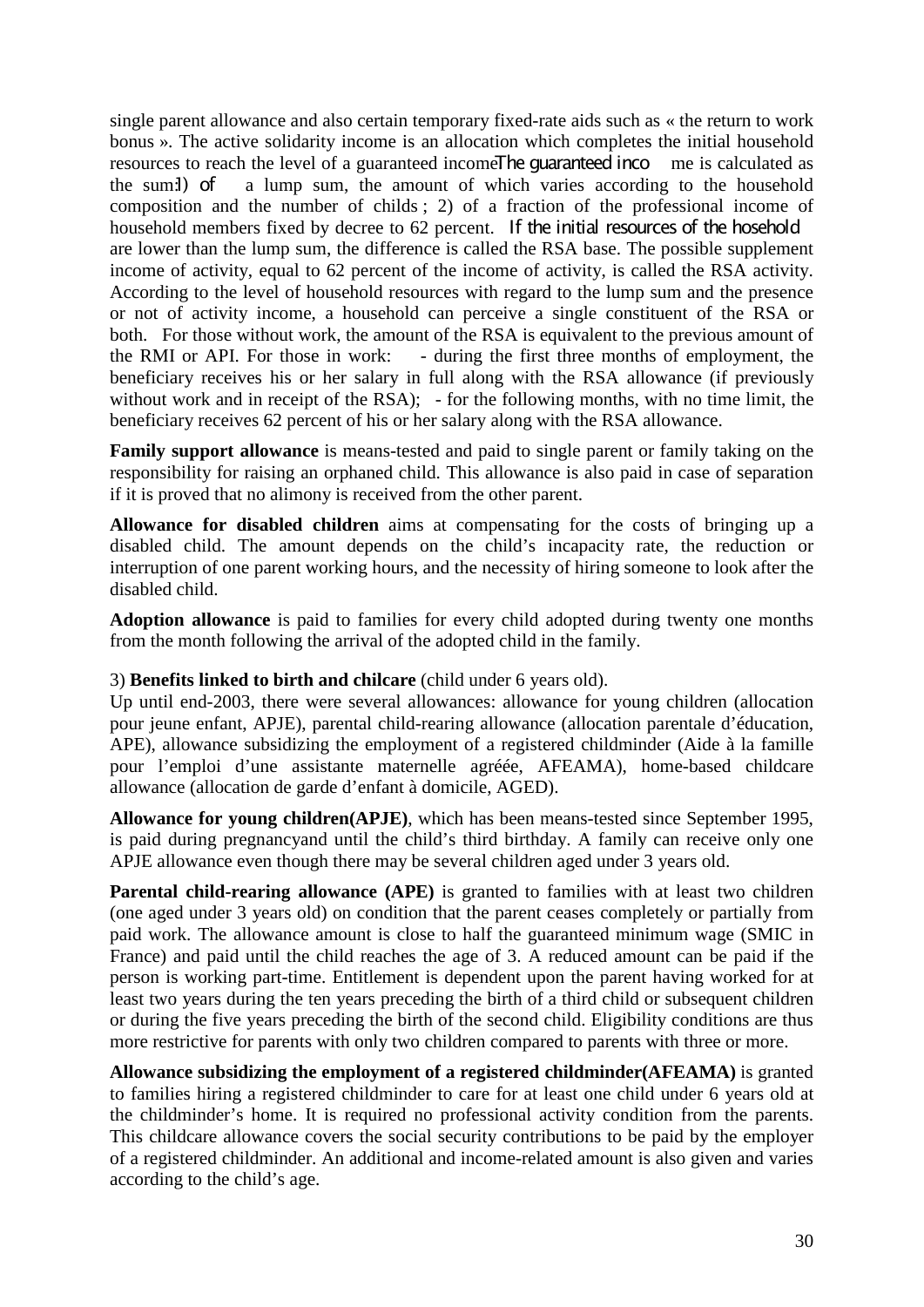single parent allowance and also certain temporary fixed-rate aids such as « the return to work bonus ». The active solidarity income is an allocation which completes the initial household resources to reach the level of a guaranteed income. The guaranteed income is calculated as the sum: 1) of a lump sum, the amount of which varies according to the household composition and the number of childs ; 2) of a fraction of the professional income of household members fixed by decree to 62 percent. If the initial resources of the hosehold are lower than the lump sum, the difference is called the RSA base. The possible supplement income of activity, equal to 62 percent of the income of activity, is called the RSA activity. According to the level of household resources with regard to the lump sum and the presence or not of activity income, a household can perceive a single constituent of the RSA or both. For those without work, the amount of the RSA is equivalent to the previous amount of the RMI or API. For those in work: - during the first three months of employment, the beneficiary receives his or her salary in full along with the RSA allowance (if previously without work and in receipt of the RSA); - for the following months, with no time limit, the beneficiary receives 62 percent of his or her salary along with the RSA allowance.

**Family support allowance** is means-tested and paid to single parent or family taking on the responsibility for raising an orphaned child. This allowance is also paid in case of separation if it is proved that no alimony is received from the other parent.

**Allowance for disabled children** aims at compensating for the costs of bringing up a disabled child. The amount depends on the child's incapacity rate, the reduction or interruption of one parent working hours, and the necessity of hiring someone to look after the disabled child.

**Adoption allowance** is paid to families for every child adopted during twenty one months from the month following the arrival of the adopted child in the family.

3) **Benefits linked to birth and chilcare** (child under 6 years old).

Up until end-2003, there were several allowances: allowance for young children (allocation pour jeune enfant, APJE), parental child-rearing allowance (allocation parentale d'éducation, APE), allowance subsidizing the employment of a registered childminder (Aide à la famille pour l'emploi d'une assistante maternelle agrééе, AFEAMA), home-based childcare allowance (allocation de garde d'enfant à domicile, AGED).

**Allowance for young children(APJE)**, which has been means-tested since September 1995, is paid during pregnancyand until the child's third birthday. A family can receive only one APJE allowance even though there may be several children aged under 3 years old.

**Parental child-rearing allowance (APE)** is granted to families with at least two children (one aged under 3 years old) on condition that the parent ceases completely or partially from paid work. The allowance amount is close to half the guaranteed minimum wage (SMIC in France) and paid until the child reaches the age of 3. A reduced amount can be paid if the person is working part-time. Entitlement is dependent upon the parent having worked for at least two years during the ten years preceding the birth of a third child or subsequent children or during the five years preceding the birth of the second child. Eligibility conditions are thus more restrictive for parents with only two children compared to parents with three or more.

**Allowance subsidizing the employment of a registered childminder(AFEAMA)** is granted to families hiring a registered childminder to care for at least one child under 6 years old at the childminder's home. It is required no professional activity condition from the parents. This childcare allowance covers the social security contributions to be paid by the employer of a registered childminder. An additional and income-related amount is also given and varies according to the child's age.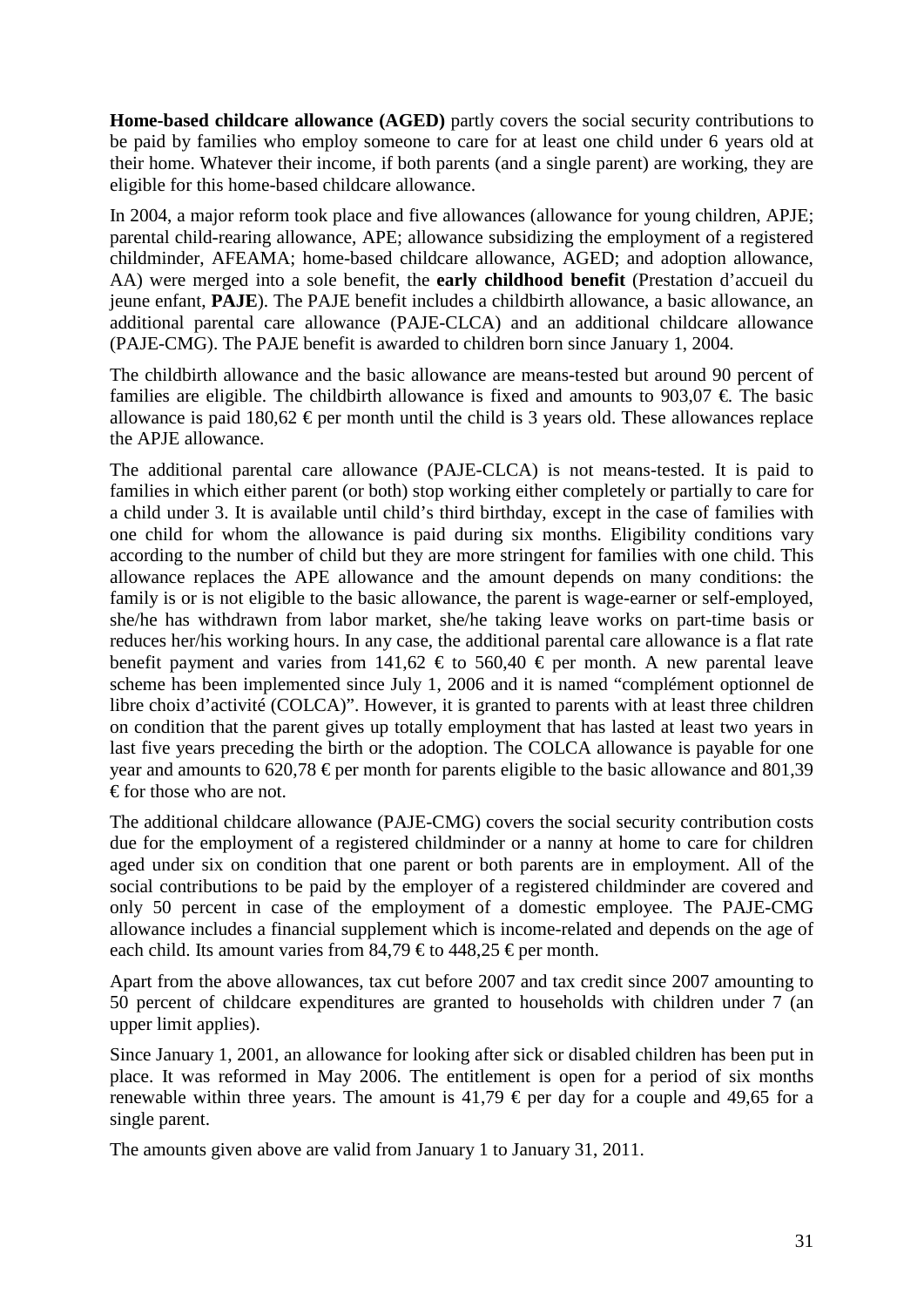**Home-based childcare allowance (AGED)** partly covers the social security contributions to be paid by families who employ someone to care for at least one child under 6 years old at their home. Whatever their income, if both parents (and a single parent) are working, they are eligible for this home-based childcare allowance.

In 2004, a major reform took place and five allowances (allowance for young children, APJE; parental child-rearing allowance, APE; allowance subsidizing the employment of a registered childminder, AFEAMA; home-based childcare allowance, AGED; and adoption allowance, AA) were merged into a sole benefit, the **early childhood benefit** (Prestation d'accueil du jeune enfant, **PAJE**). The PAJE benefit includes a childbirth allowance, a basic allowance, an additional parental care allowance (PAJE-CLCA) and an additional childcare allowance (PAJE-CMG). The PAJE benefit is awarded to children born since January 1, 2004.

The childbirth allowance and the basic allowance are means-tested but around 90 percent of families are eligible. The childbirth allowance is fixed and amounts to 903,07 €. The basic allowance is paid 180,62 € per month until the child is 3 years old. These allowances replace the APJE allowance.

The additional parental care allowance (PAJE-CLCA) is not means-tested. It is paid to families in which either parent (or both) stop working either completely or partially to care for a child under 3. It is available until child's third birthday, except in the case of families with one child for whom the allowance is paid during six months. Eligibility conditions vary according to the number of child but they are more stringent for families with one child. This allowance replaces the APE allowance and the amount depends on many conditions: the family is or is not eligible to the basic allowance, the parent is wage-earner or self-employed, she/he has withdrawn from labor market, she/he taking leave works on part-time basis or reduces her/his working hours. In any case, the additional parental care allowance is a flat rate benefit payment and varies from 141,62 € to 560,40 € per month. A new parental leave scheme has been implemented since July 1, 2006 and it is named "complément optionnel de libre choix d'activité (COLCA)". However, it is granted to parents with at least three children on condition that the parent gives up totally employment that has lasted at least two years in last five years preceding the birth or the adoption. The COLCA allowance is payable for one year and amounts to 620,78 € per month for parents eligible to the basic allowance and 801,39 € for those who are not.

The additional childcare allowance (PAJE-CMG) covers the social security contribution costs due for the employment of a registered childminder or a nanny at home to care for children aged under six on condition that one parent or both parents are in employment. All of the social contributions to be paid by the employer of a registered childminder are covered and only 50 percent in case of the employment of a domestic employee. The PAJE-CMG allowance includes a financial supplement which is income-related and depends on the age of each child. Its amount varies from 84,79 € to 448,25 € per month.

Apart from the above allowances, tax cut before 2007 and tax credit since 2007 amounting to 50 percent of childcare expenditures are granted to households with children under 7 (an upper limit applies).

Since January 1, 2001, an allowance for looking after sick or disabled children has been put in place. It was reformed in May 2006. The entitlement is open for a period of six months renewable within three years. The amount is 41,79 € per day for a couple and 49,65 for a single parent.

The amounts given above are valid from January 1 to January 31, 2011.